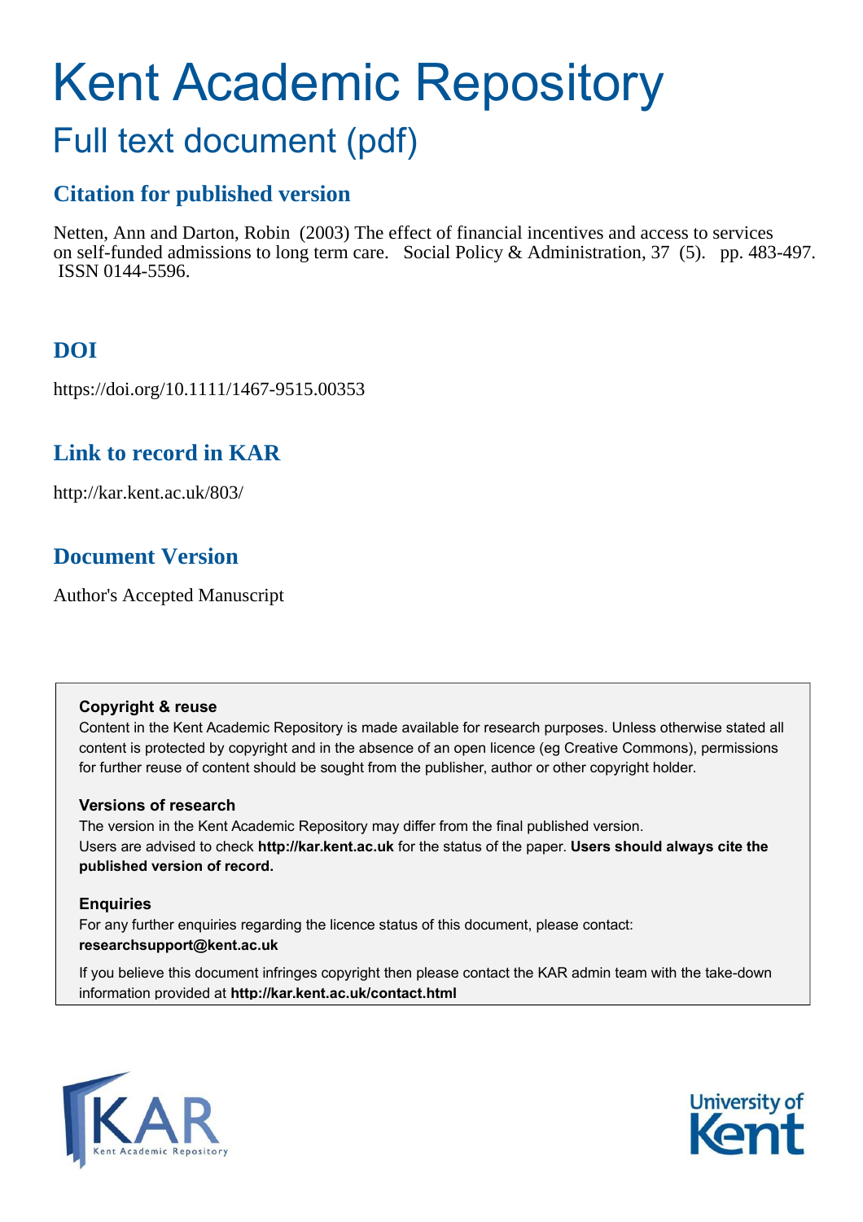# Kent Academic Repository

## Full text document (pdf)

### Citation for published version

Netten, Ann and Darton, Robin (2003) The effect of financial incentives and access to services on self-funded admissions to long term care. Social Policy & Administration, 37 (5). pp. 483-497. ISSN 0144-5596.

### DOI

https://doi.org/10.1111/1467-9515.00353

### Link to record in KAR

http://kar.kent.ac.uk/803/

### Document Version

Author's Accepted Manuscript

**Copyright & reuse**

Content in the Kent Academic Repository is made available for research purposes. Unless otherwise stated all content is protected by copyright and in the absence of an open licence (eg Creative Commons), permissions for further reuse of content should be sought from the publisher, author or other copyright holder.

**Versions of research**

The version in the Kent Academic Repository may differ from the final published version. Users are advised to check **http://kar.kent.ac.uk** for the status of the paper. **Users should always cite the published version of record.**

**Enquiries**

For any further enquiries regarding the licence status of this document, please contact: **researchsupport@kent.ac.uk**

If you believe this document infringes copyright then please contact the KAR admin team with the take-down information provided at **http://kar.kent.ac.uk/contact.html**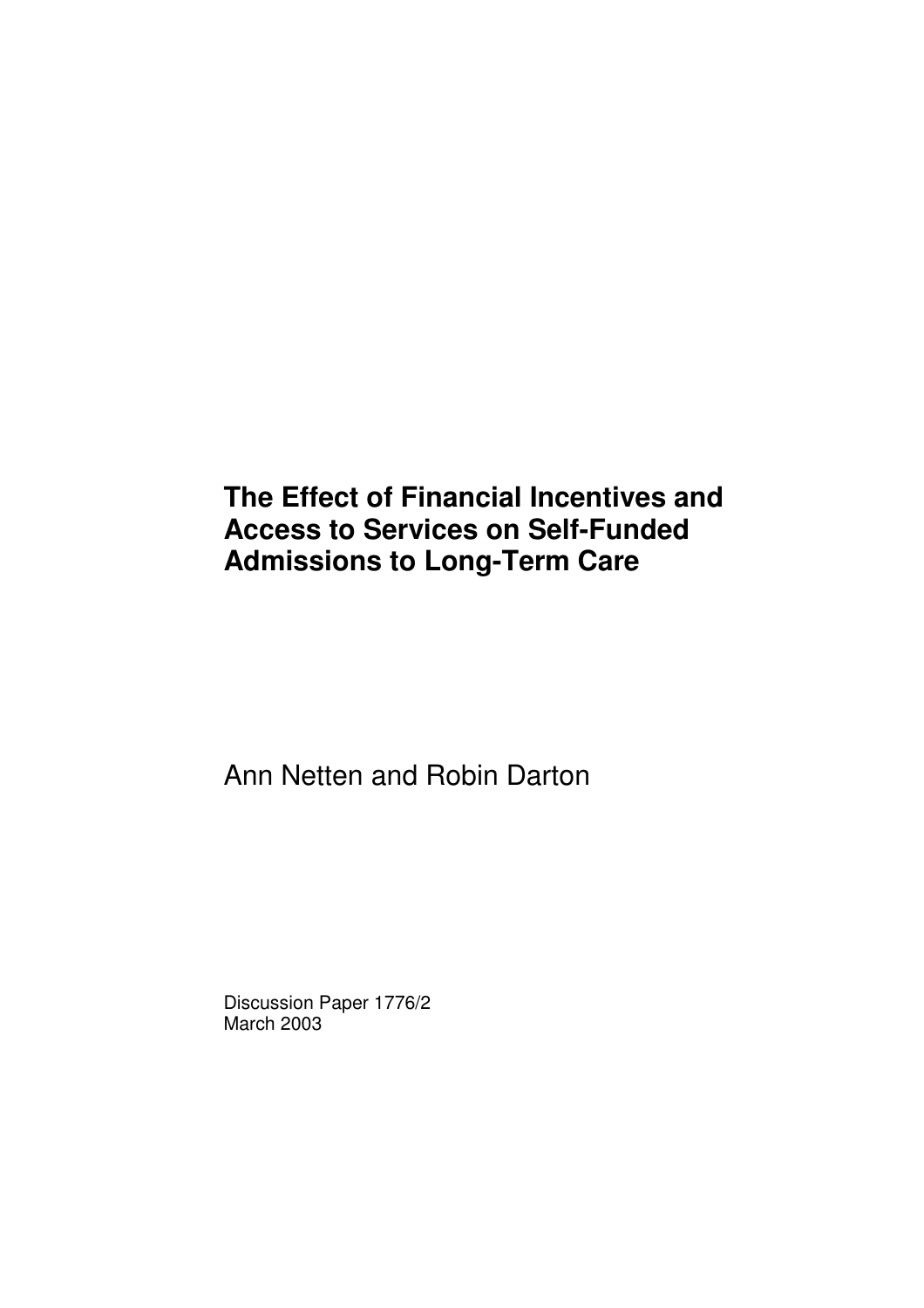# The Effect of Financial Incentives and Access to Services on Self-Funded Admissions to Long-Term Care

Ann Netten and Robin Darton

Discussion Paper 1776/2
March 2003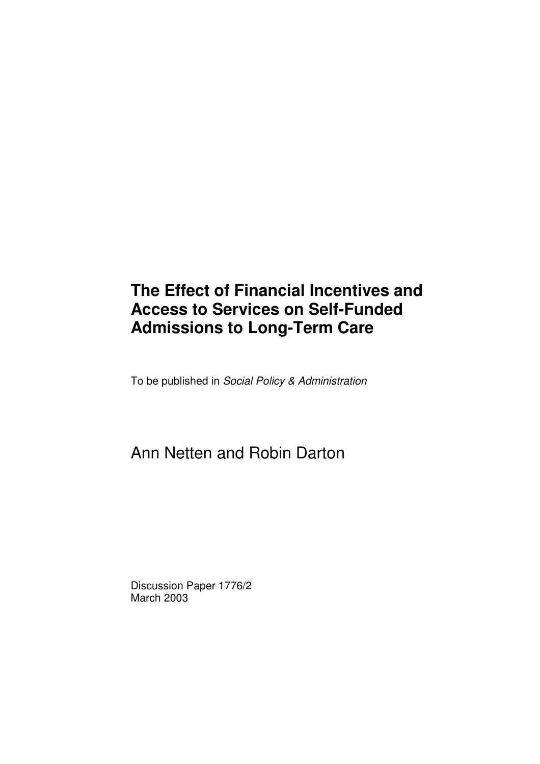# The Effect of Financial Incentives and Access to Services on Self-Funded Admissions to Long-Term Care

To be published in *Social Policy & Administration*

Ann Netten and Robin Darton

Discussion Paper 1776/2
March 2003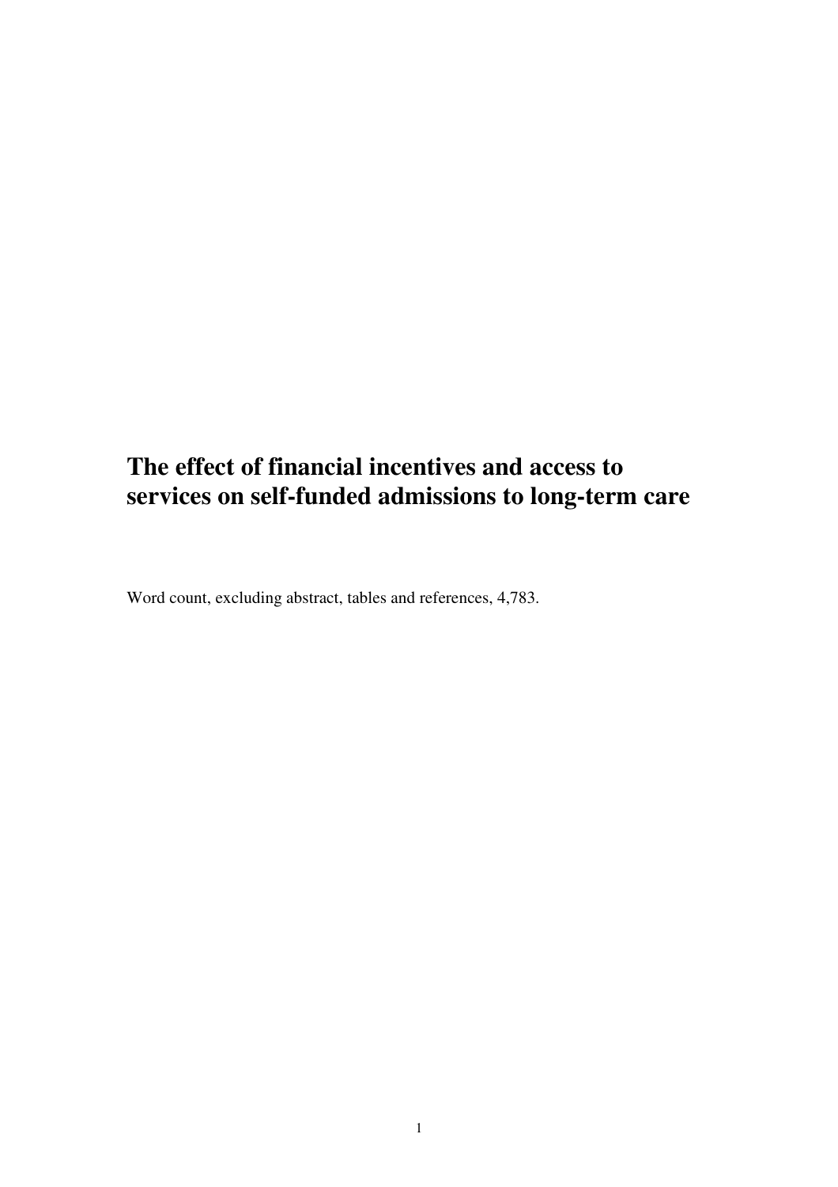# The effect of financial incentives and access to services on self-funded admissions to long-term care

Word count, excluding abstract, tables and references, 4,783.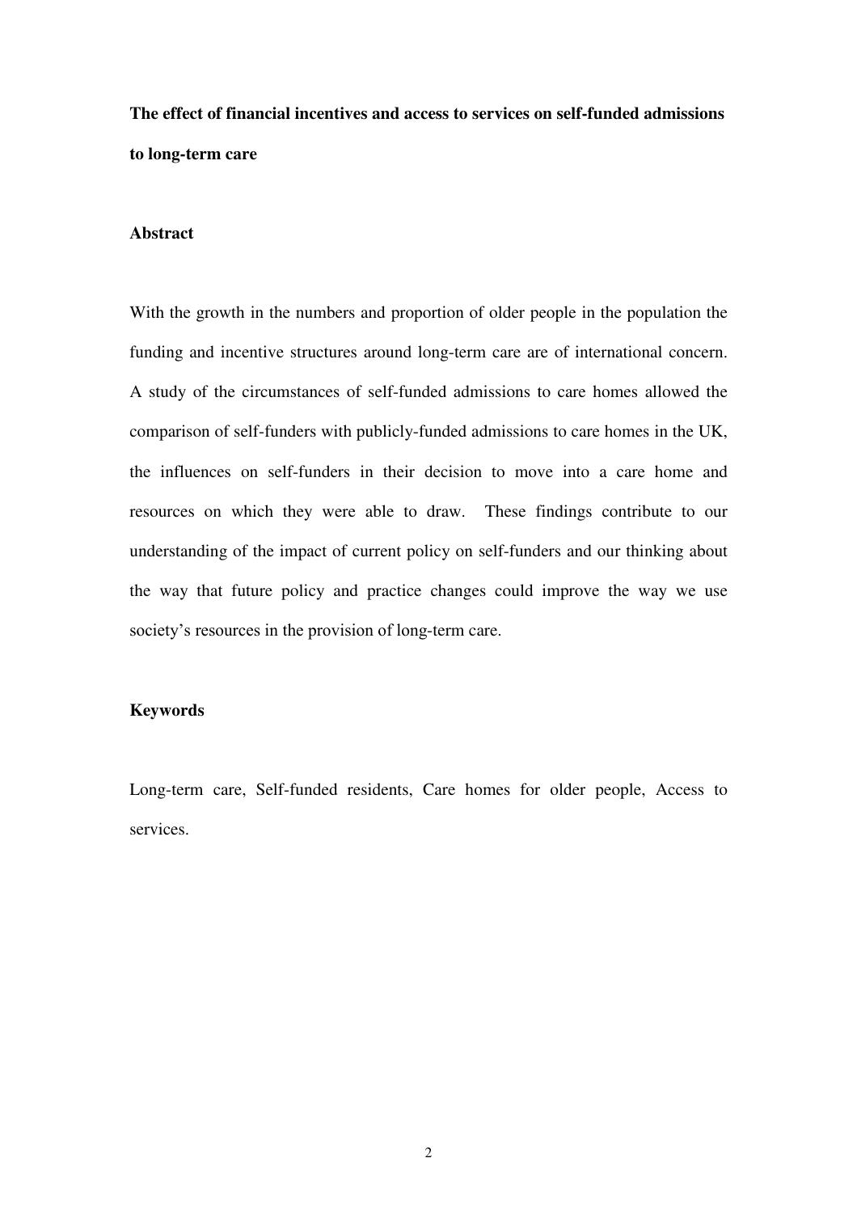**The effect of financial incentives and access to services on self-funded admissions to long-term care**

**Abstract**

With the growth in the numbers and proportion of older people in the population the funding and incentive structures around long-term care are of international concern. A study of the circumstances of self-funded admissions to care homes allowed the comparison of self-funders with publicly-funded admissions to care homes in the UK, the influences on self-funders in their decision to move into a care home and resources on which they were able to draw. These findings contribute to our understanding of the impact of current policy on self-funders and our thinking about the way that future policy and practice changes could improve the way we use society's resources in the provision of long-term care.

**Keywords**

Long-term care, Self-funded residents, Care homes for older people, Access to services.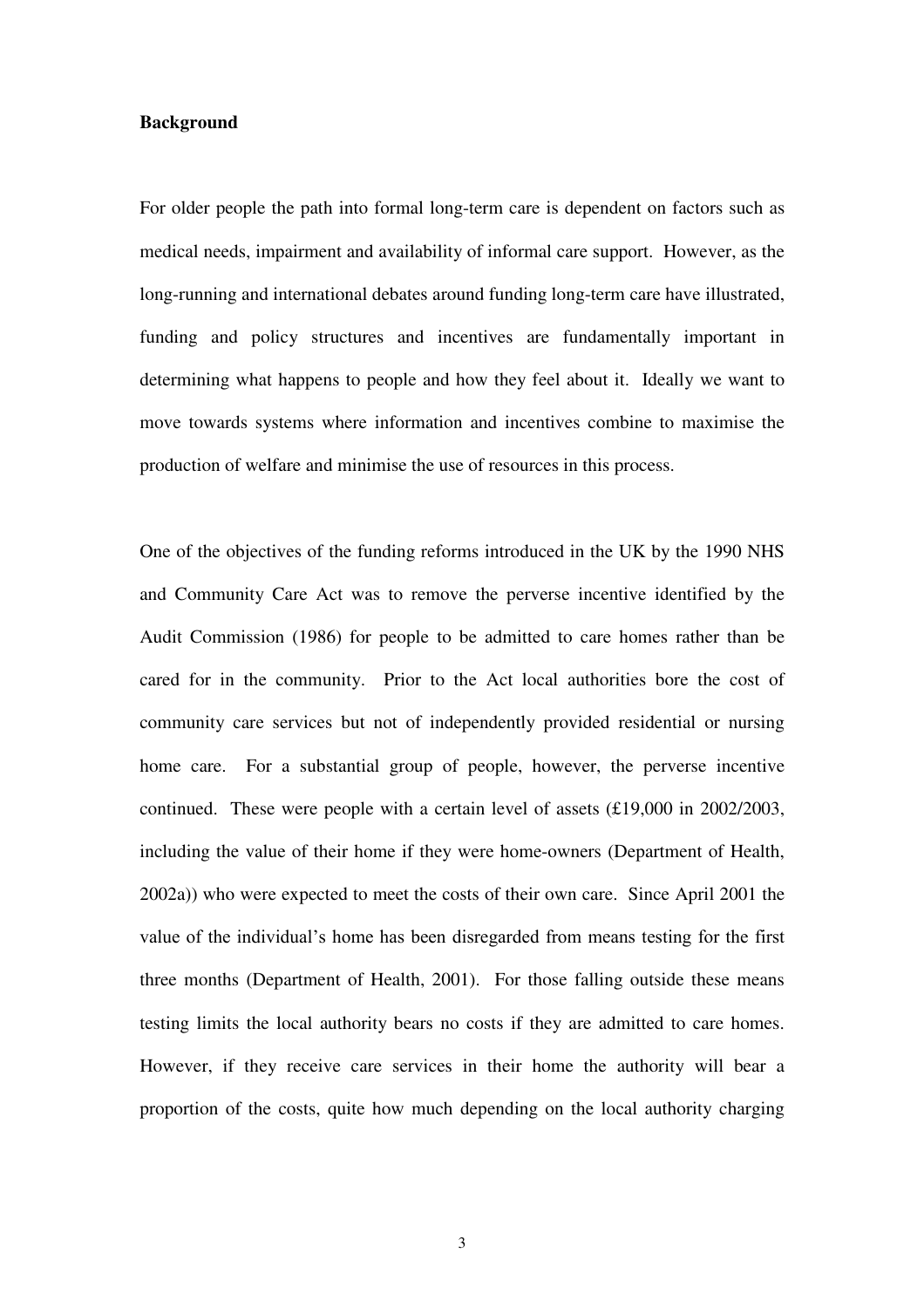**Background**

For older people the path into formal long-term care is dependent on factors such as medical needs, impairment and availability of informal care support. However, as the long-running and international debates around funding long-term care have illustrated, funding and policy structures and incentives are fundamentally important in determining what happens to people and how they feel about it. Ideally we want to move towards systems where information and incentives combine to maximise the production of welfare and minimise the use of resources in this process.

One of the objectives of the funding reforms introduced in the UK by the 1990 NHS and Community Care Act was to remove the perverse incentive identified by the Audit Commission (1986) for people to be admitted to care homes rather than be cared for in the community. Prior to the Act local authorities bore the cost of community care services but not of independently provided residential or nursing home care. For a substantial group of people, however, the perverse incentive continued. These were people with a certain level of assets (£19,000 in 2002/2003, including the value of their home if they were home-owners (Department of Health, 2002a)) who were expected to meet the costs of their own care. Since April 2001 the value of the individual's home has been disregarded from means testing for the first three months (Department of Health, 2001). For those falling outside these means testing limits the local authority bears no costs if they are admitted to care homes. However, if they receive care services in their home the authority will bear a proportion of the costs, quite how much depending on the local authority charging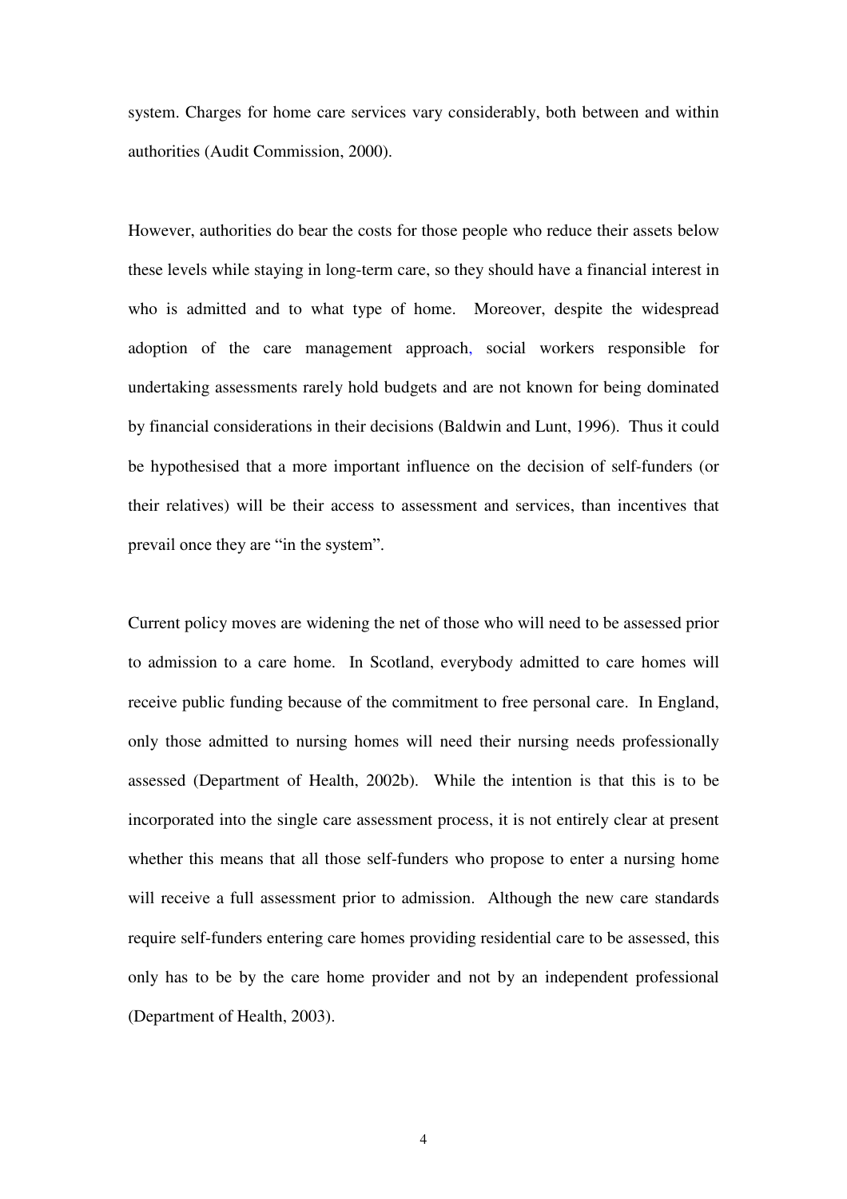system. Charges for home care services vary considerably, both between and within authorities (Audit Commission, 2000).

However, authorities do bear the costs for those people who reduce their assets below these levels while staying in long-term care, so they should have a financial interest in who is admitted and to what type of home. Moreover, despite the widespread adoption of the care management approach, social workers responsible for undertaking assessments rarely hold budgets and are not known for being dominated by financial considerations in their decisions (Baldwin and Lunt, 1996). Thus it could be hypothesised that a more important influence on the decision of self-funders (or their relatives) will be their access to assessment and services, than incentives that prevail once they are "in the system".

Current policy moves are widening the net of those who will need to be assessed prior to admission to a care home. In Scotland, everybody admitted to care homes will receive public funding because of the commitment to free personal care. In England, only those admitted to nursing homes will need their nursing needs professionally assessed (Department of Health, 2002b). While the intention is that this is to be incorporated into the single care assessment process, it is not entirely clear at present whether this means that all those self-funders who propose to enter a nursing home will receive a full assessment prior to admission. Although the new care standards require self-funders entering care homes providing residential care to be assessed, this only has to be by the care home provider and not by an independent professional (Department of Health, 2003).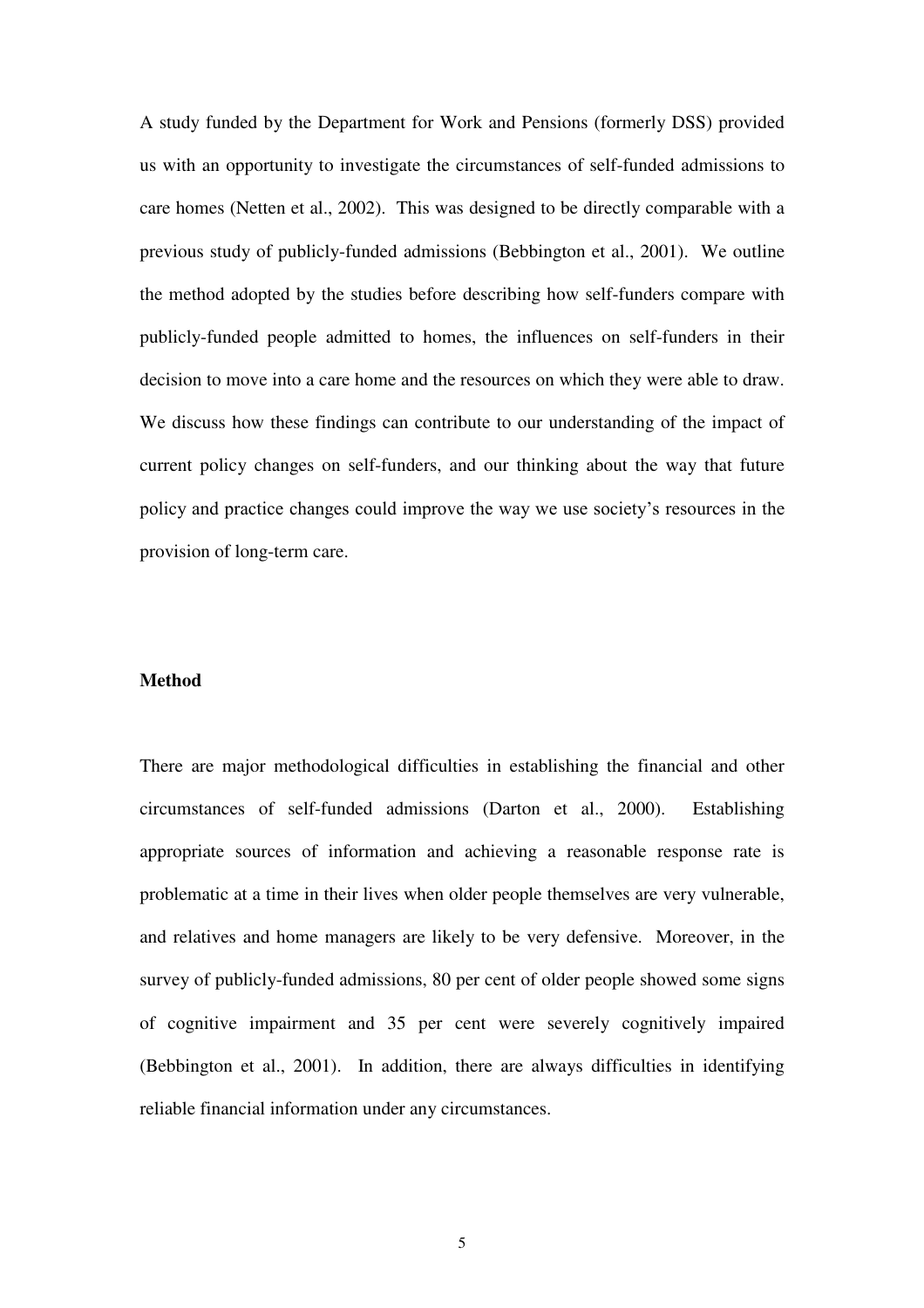A study funded by the Department for Work and Pensions (formerly DSS) provided us with an opportunity to investigate the circumstances of self-funded admissions to care homes (Netten et al., 2002). This was designed to be directly comparable with a previous study of publicly-funded admissions (Bebbington et al., 2001). We outline the method adopted by the studies before describing how self-funders compare with publicly-funded people admitted to homes, the influences on self-funders in their decision to move into a care home and the resources on which they were able to draw. We discuss how these findings can contribute to our understanding of the impact of current policy changes on self-funders, and our thinking about the way that future policy and practice changes could improve the way we use society's resources in the provision of long-term care.

## Method

There are major methodological difficulties in establishing the financial and other circumstances of self-funded admissions (Darton et al., 2000). Establishing appropriate sources of information and achieving a reasonable response rate is problematic at a time in their lives when older people themselves are very vulnerable, and relatives and home managers are likely to be very defensive. Moreover, in the survey of publicly-funded admissions, 80 per cent of older people showed some signs of cognitive impairment and 35 per cent were severely cognitively impaired (Bebbington et al., 2001). In addition, there are always difficulties in identifying reliable financial information under any circumstances.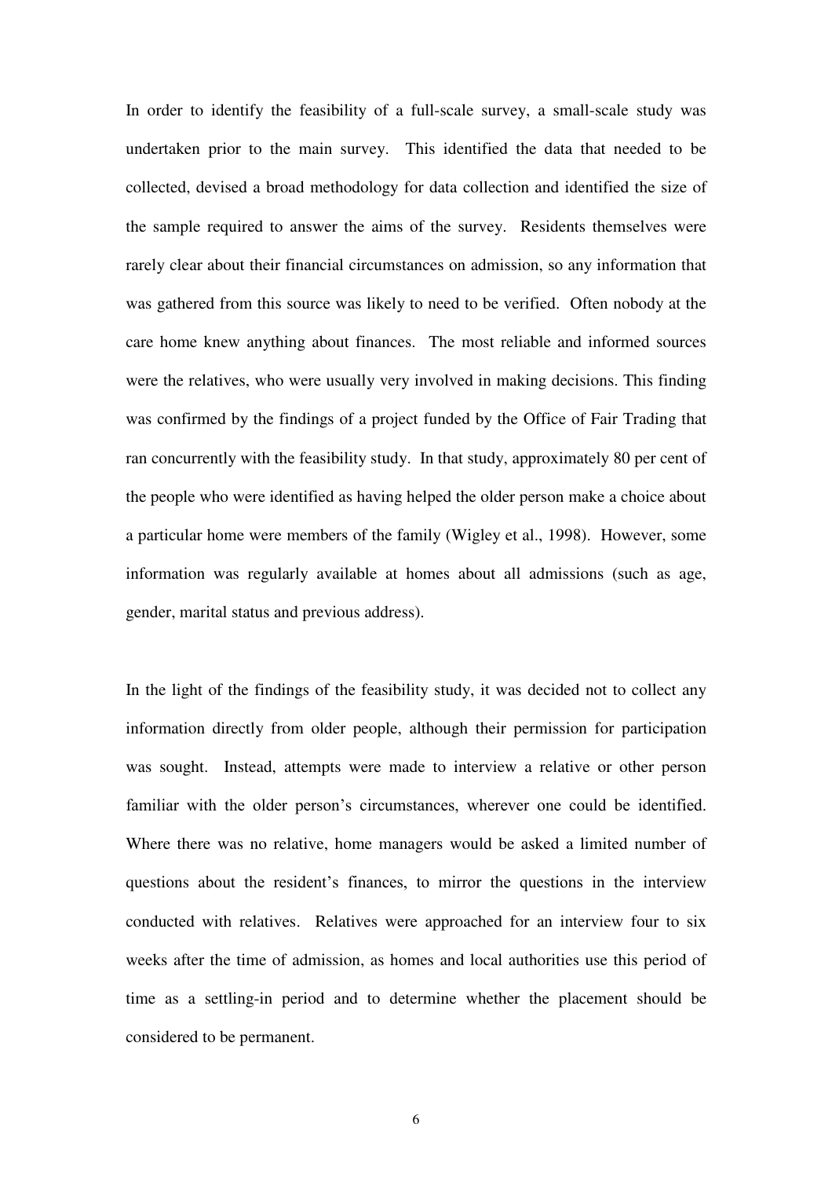In order to identify the feasibility of a full-scale survey, a small-scale study was undertaken prior to the main survey. This identified the data that needed to be collected, devised a broad methodology for data collection and identified the size of the sample required to answer the aims of the survey. Residents themselves were rarely clear about their financial circumstances on admission, so any information that was gathered from this source was likely to need to be verified. Often nobody at the care home knew anything about finances. The most reliable and informed sources were the relatives, who were usually very involved in making decisions. This finding was confirmed by the findings of a project funded by the Office of Fair Trading that ran concurrently with the feasibility study. In that study, approximately 80 per cent of the people who were identified as having helped the older person make a choice about a particular home were members of the family (Wigley et al., 1998). However, some information was regularly available at homes about all admissions (such as age, gender, marital status and previous address).

In the light of the findings of the feasibility study, it was decided not to collect any information directly from older people, although their permission for participation was sought. Instead, attempts were made to interview a relative or other person familiar with the older person's circumstances, wherever one could be identified. Where there was no relative, home managers would be asked a limited number of questions about the resident's finances, to mirror the questions in the interview conducted with relatives. Relatives were approached for an interview four to six weeks after the time of admission, as homes and local authorities use this period of time as a settling-in period and to determine whether the placement should be considered to be permanent.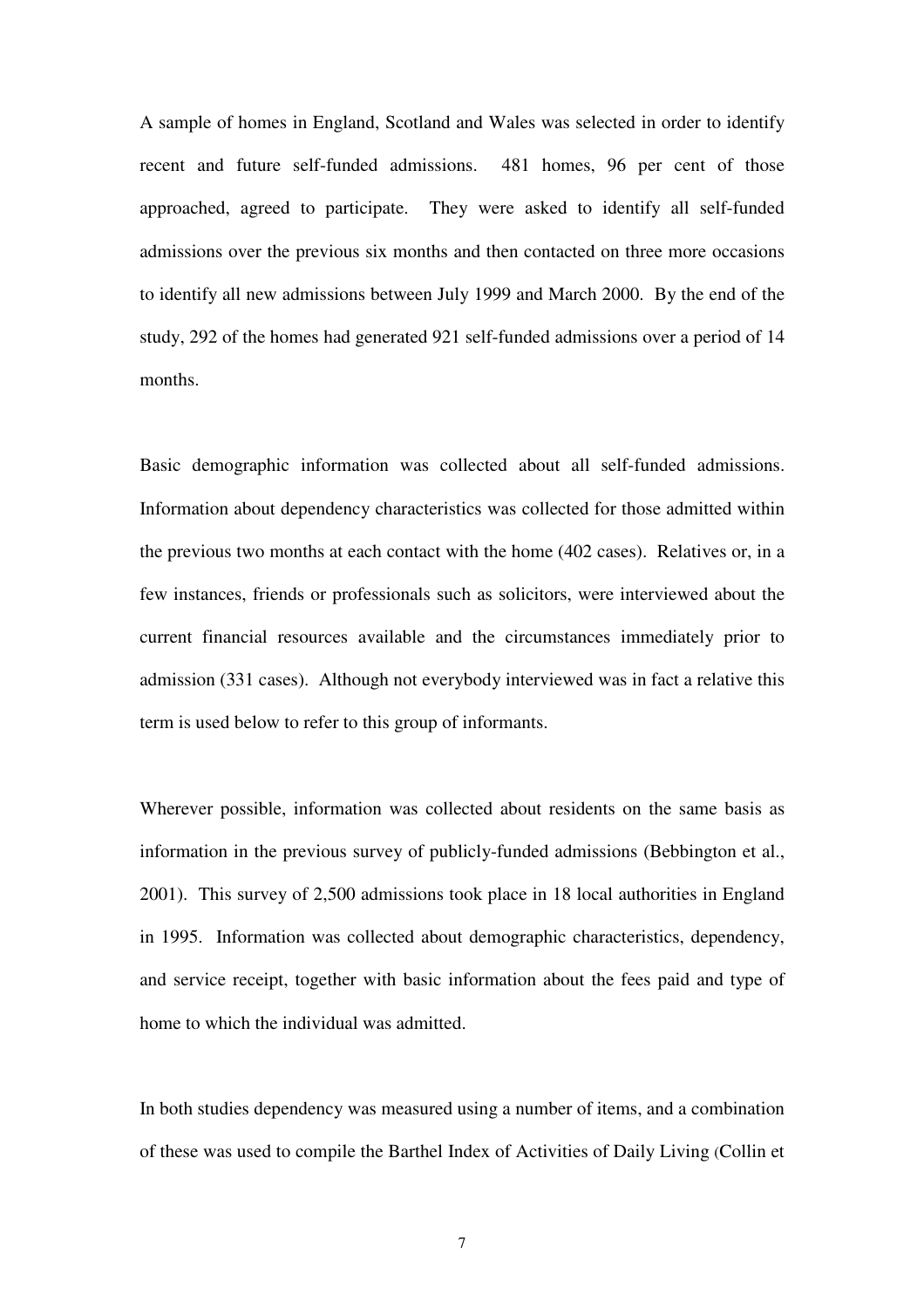A sample of homes in England, Scotland and Wales was selected in order to identify recent and future self-funded admissions. 481 homes, 96 per cent of those approached, agreed to participate. They were asked to identify all self-funded admissions over the previous six months and then contacted on three more occasions to identify all new admissions between July 1999 and March 2000. By the end of the study, 292 of the homes had generated 921 self-funded admissions over a period of 14 months.

Basic demographic information was collected about all self-funded admissions. Information about dependency characteristics was collected for those admitted within the previous two months at each contact with the home (402 cases). Relatives or, in a few instances, friends or professionals such as solicitors, were interviewed about the current financial resources available and the circumstances immediately prior to admission (331 cases). Although not everybody interviewed was in fact a relative this term is used below to refer to this group of informants.

Wherever possible, information was collected about residents on the same basis as information in the previous survey of publicly-funded admissions (Bebbington et al., 2001). This survey of 2,500 admissions took place in 18 local authorities in England in 1995. Information was collected about demographic characteristics, dependency, and service receipt, together with basic information about the fees paid and type of home to which the individual was admitted.

In both studies dependency was measured using a number of items, and a combination of these was used to compile the Barthel Index of Activities of Daily Living (Collin et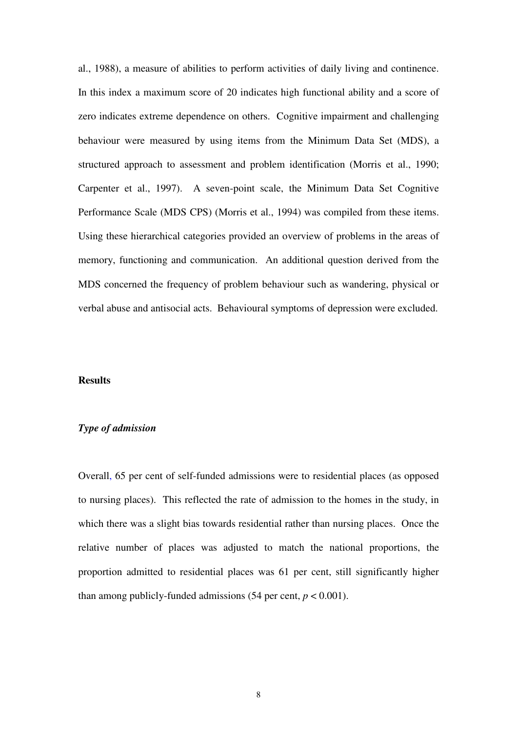al., 1988), a measure of abilities to perform activities of daily living and continence. In this index a maximum score of 20 indicates high functional ability and a score of zero indicates extreme dependence on others. Cognitive impairment and challenging behaviour were measured by using items from the Minimum Data Set (MDS), a structured approach to assessment and problem identification (Morris et al., 1990; Carpenter et al., 1997). A seven-point scale, the Minimum Data Set Cognitive Performance Scale (MDS CPS) (Morris et al., 1994) was compiled from these items. Using these hierarchical categories provided an overview of problems in the areas of memory, functioning and communication. An additional question derived from the MDS concerned the frequency of problem behaviour such as wandering, physical or verbal abuse and antisocial acts. Behavioural symptoms of depression were excluded.

## Results

### *Type of admission*

Overall, 65 per cent of self-funded admissions were to residential places (as opposed to nursing places). This reflected the rate of admission to the homes in the study, in which there was a slight bias towards residential rather than nursing places. Once the relative number of places was adjusted to match the national proportions, the proportion admitted to residential places was 61 per cent, still significantly higher than among publicly-funded admissions (54 per cent, $p < 0.001$).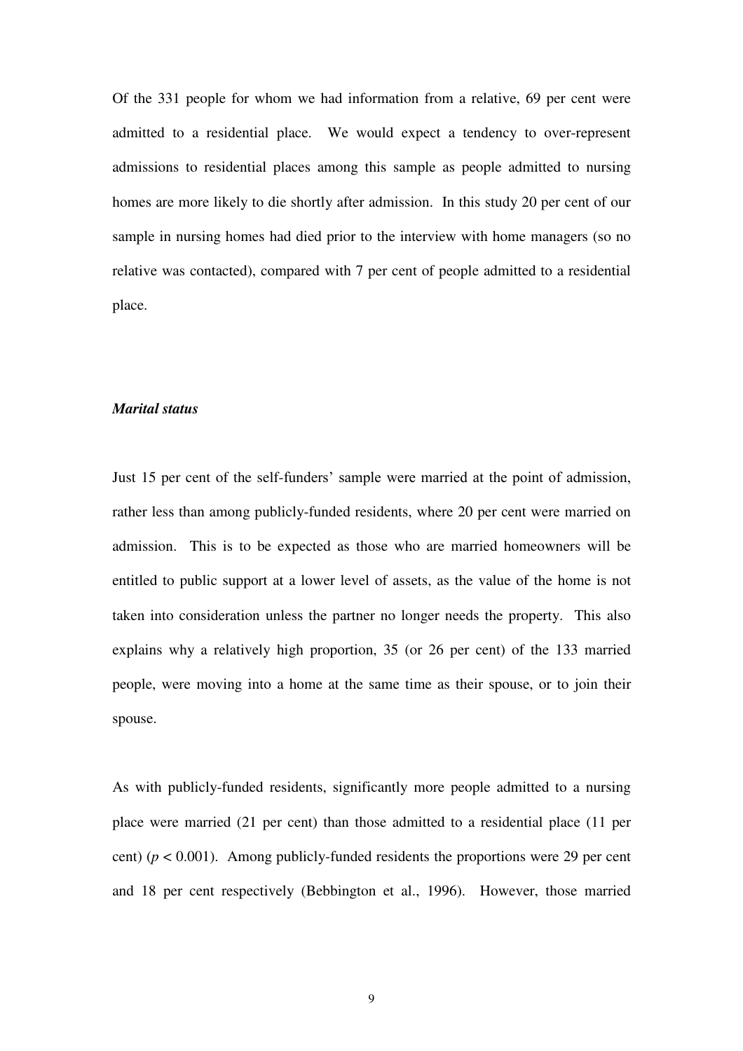Of the 331 people for whom we had information from a relative, 69 per cent were admitted to a residential place. We would expect a tendency to over-represent admissions to residential places among this sample as people admitted to nursing homes are more likely to die shortly after admission. In this study 20 per cent of our sample in nursing homes had died prior to the interview with home managers (so no relative was contacted), compared with 7 per cent of people admitted to a residential place.

### *Marital status*

Just 15 per cent of the self-funders' sample were married at the point of admission, rather less than among publicly-funded residents, where 20 per cent were married on admission. This is to be expected as those who are married homeowners will be entitled to public support at a lower level of assets, as the value of the home is not taken into consideration unless the partner no longer needs the property. This also explains why a relatively high proportion, 35 (or 26 per cent) of the 133 married people, were moving into a home at the same time as their spouse, or to join their spouse.

As with publicly-funded residents, significantly more people admitted to a nursing place were married (21 per cent) than those admitted to a residential place (11 per cent) ($p < 0.001$). Among publicly-funded residents the proportions were 29 per cent and 18 per cent respectively (Bebbington et al., 1996). However, those married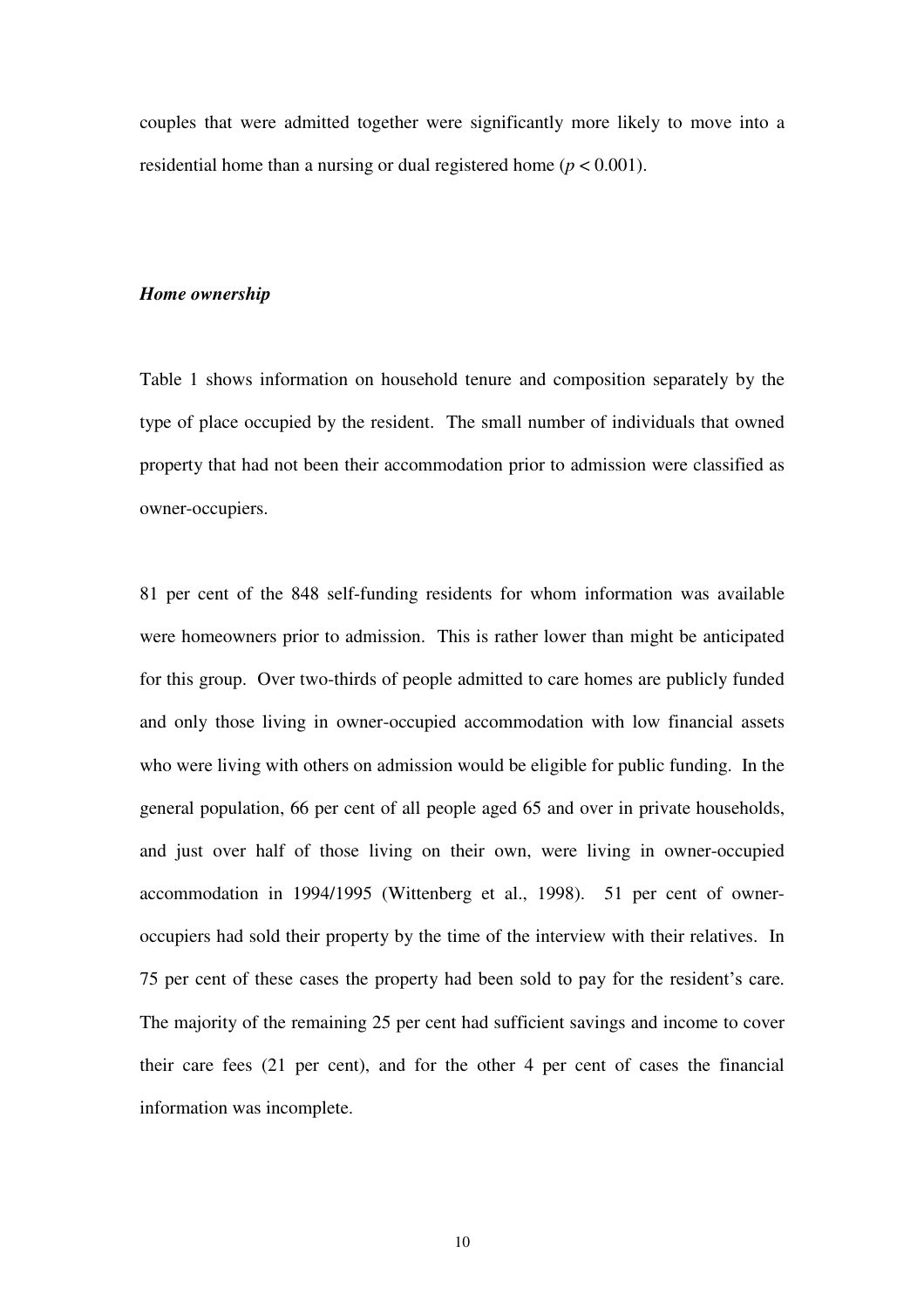couples that were admitted together were significantly more likely to move into a residential home than a nursing or dual registered home ($p < 0.001$).

***Home ownership***

Table 1 shows information on household tenure and composition separately by the type of place occupied by the resident. The small number of individuals that owned property that had not been their accommodation prior to admission were classified as owner-occupiers.

81 per cent of the 848 self-funding residents for whom information was available were homeowners prior to admission. This is rather lower than might be anticipated for this group. Over two-thirds of people admitted to care homes are publicly funded and only those living in owner-occupied accommodation with low financial assets who were living with others on admission would be eligible for public funding. In the general population, 66 per cent of all people aged 65 and over in private households, and just over half of those living on their own, were living in owner-occupied accommodation in 1994/1995 (Wittenberg et al., 1998). 51 per cent of owner-occupiers had sold their property by the time of the interview with their relatives. In 75 per cent of these cases the property had been sold to pay for the resident's care. The majority of the remaining 25 per cent had sufficient savings and income to cover their care fees (21 per cent), and for the other 4 per cent of cases the financial information was incomplete.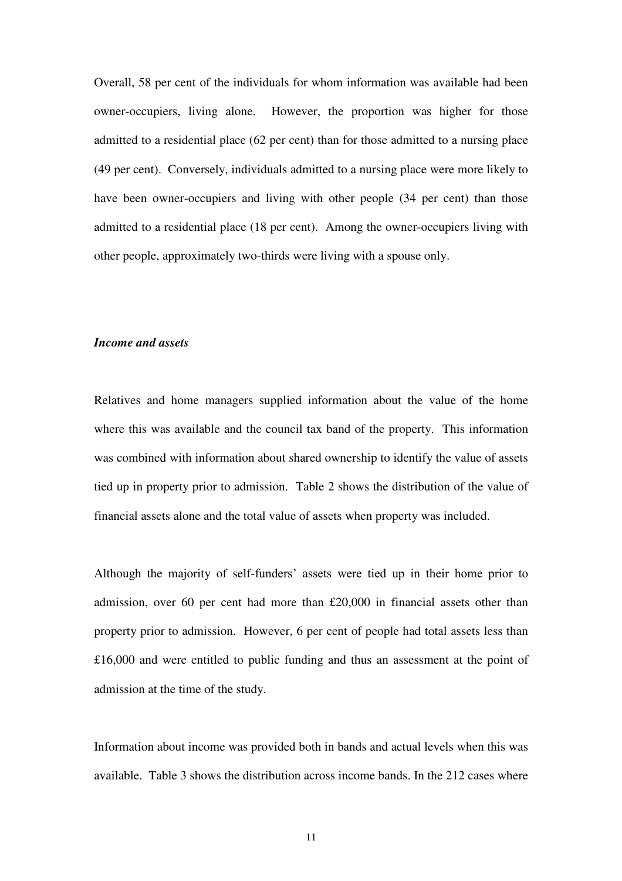Overall, 58 per cent of the individuals for whom information was available had been owner-occupiers, living alone. However, the proportion was higher for those admitted to a residential place (62 per cent) than for those admitted to a nursing place (49 per cent). Conversely, individuals admitted to a nursing place were more likely to have been owner-occupiers and living with other people (34 per cent) than those admitted to a residential place (18 per cent). Among the owner-occupiers living with other people, approximately two-thirds were living with a spouse only.

### *Income and assets*

Relatives and home managers supplied information about the value of the home where this was available and the council tax band of the property. This information was combined with information about shared ownership to identify the value of assets tied up in property prior to admission. Table 2 shows the distribution of the value of financial assets alone and the total value of assets when property was included.

Although the majority of self-funders' assets were tied up in their home prior to admission, over 60 per cent had more than £20,000 in financial assets other than property prior to admission. However, 6 per cent of people had total assets less than £16,000 and were entitled to public funding and thus an assessment at the point of admission at the time of the study.

Information about income was provided both in bands and actual levels when this was available. Table 3 shows the distribution across income bands. In the 212 cases where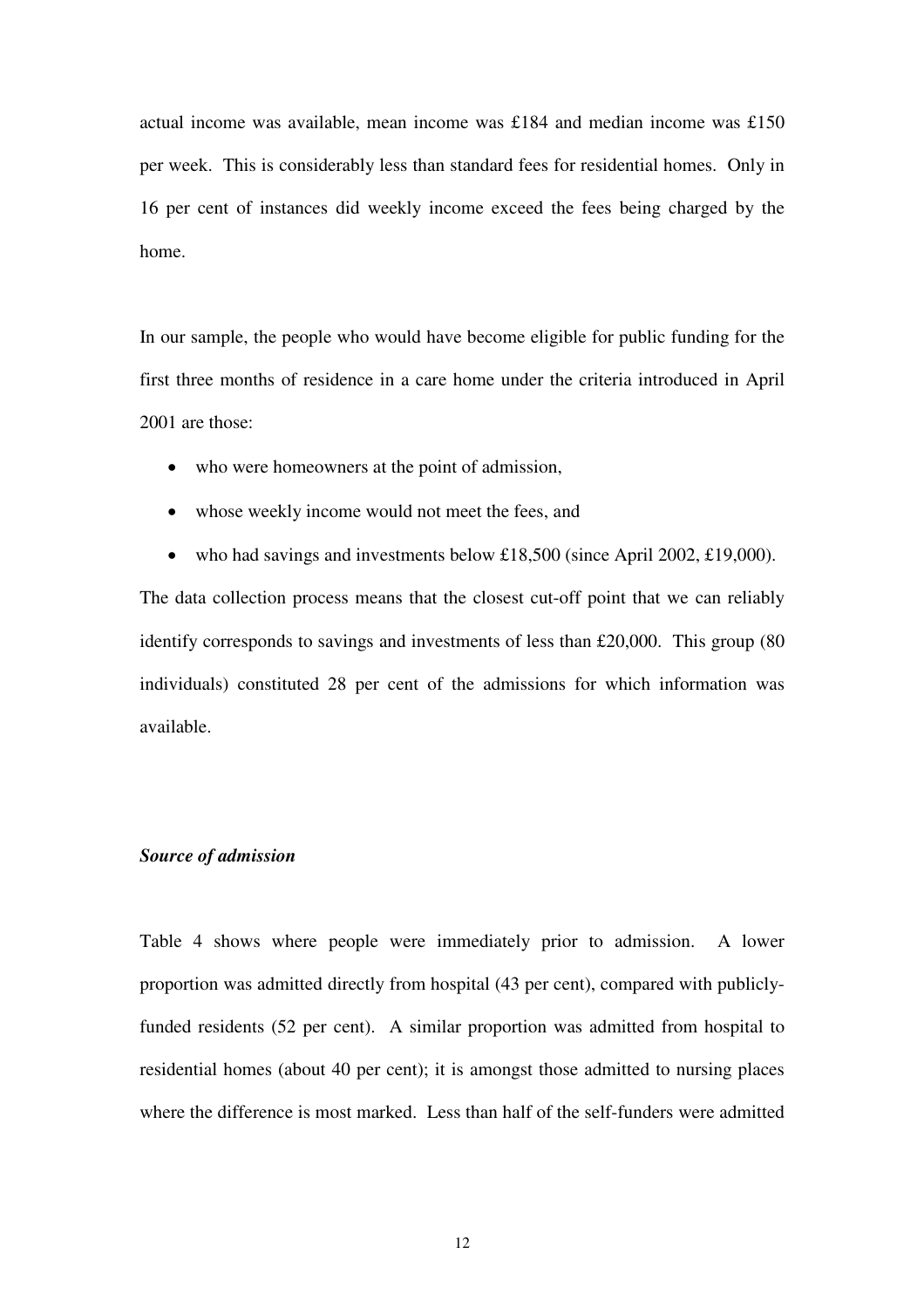actual income was available, mean income was £184 and median income was £150 per week. This is considerably less than standard fees for residential homes. Only in 16 per cent of instances did weekly income exceed the fees being charged by the home.

In our sample, the people who would have become eligible for public funding for the first three months of residence in a care home under the criteria introduced in April 2001 are those:

- who were homeowners at the point of admission,
- whose weekly income would not meet the fees, and
- who had savings and investments below £18,500 (since April 2002, £19,000).

The data collection process means that the closest cut-off point that we can reliably identify corresponds to savings and investments of less than £20,000. This group (80 individuals) constituted 28 per cent of the admissions for which information was available.

### *Source of admission*

Table 4 shows where people were immediately prior to admission. A lower proportion was admitted directly from hospital (43 per cent), compared with publicly-funded residents (52 per cent). A similar proportion was admitted from hospital to residential homes (about 40 per cent); it is amongst those admitted to nursing places where the difference is most marked. Less than half of the self-funders were admitted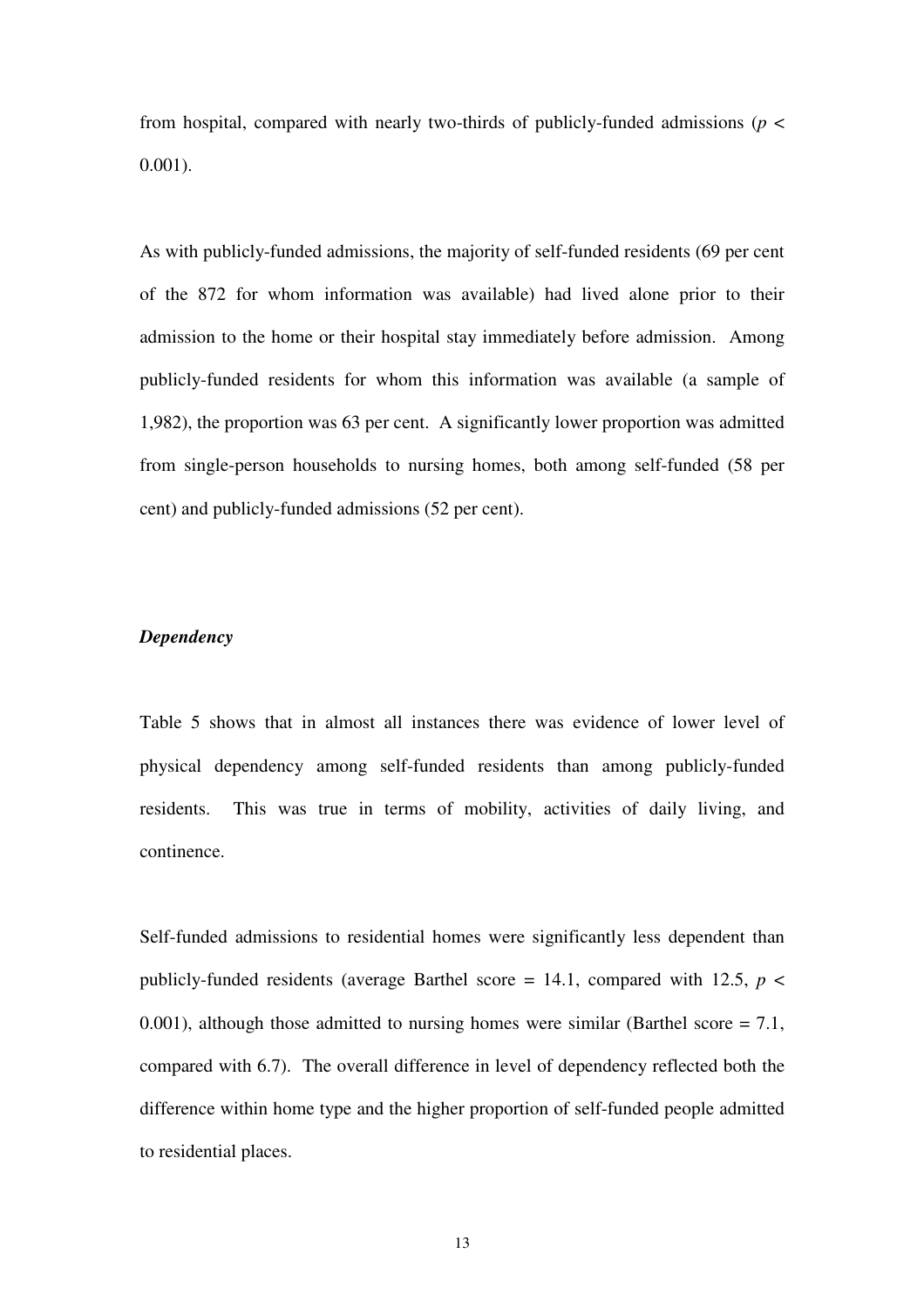from hospital, compared with nearly two-thirds of publicly-funded admissions ($p < 0.001$).

As with publicly-funded admissions, the majority of self-funded residents (69 per cent of the 872 for whom information was available) had lived alone prior to their admission to the home or their hospital stay immediately before admission. Among publicly-funded residents for whom this information was available (a sample of 1,982), the proportion was 63 per cent. A significantly lower proportion was admitted from single-person households to nursing homes, both among self-funded (58 per cent) and publicly-funded admissions (52 per cent).

### *Dependency*

Table 5 shows that in almost all instances there was evidence of lower level of physical dependency among self-funded residents than among publicly-funded residents. This was true in terms of mobility, activities of daily living, and continence.

Self-funded admissions to residential homes were significantly less dependent than publicly-funded residents (average Barthel score = 14.1, compared with 12.5, $p < 0.001$), although those admitted to nursing homes were similar (Barthel score = 7.1, compared with 6.7). The overall difference in level of dependency reflected both the difference within home type and the higher proportion of self-funded people admitted to residential places.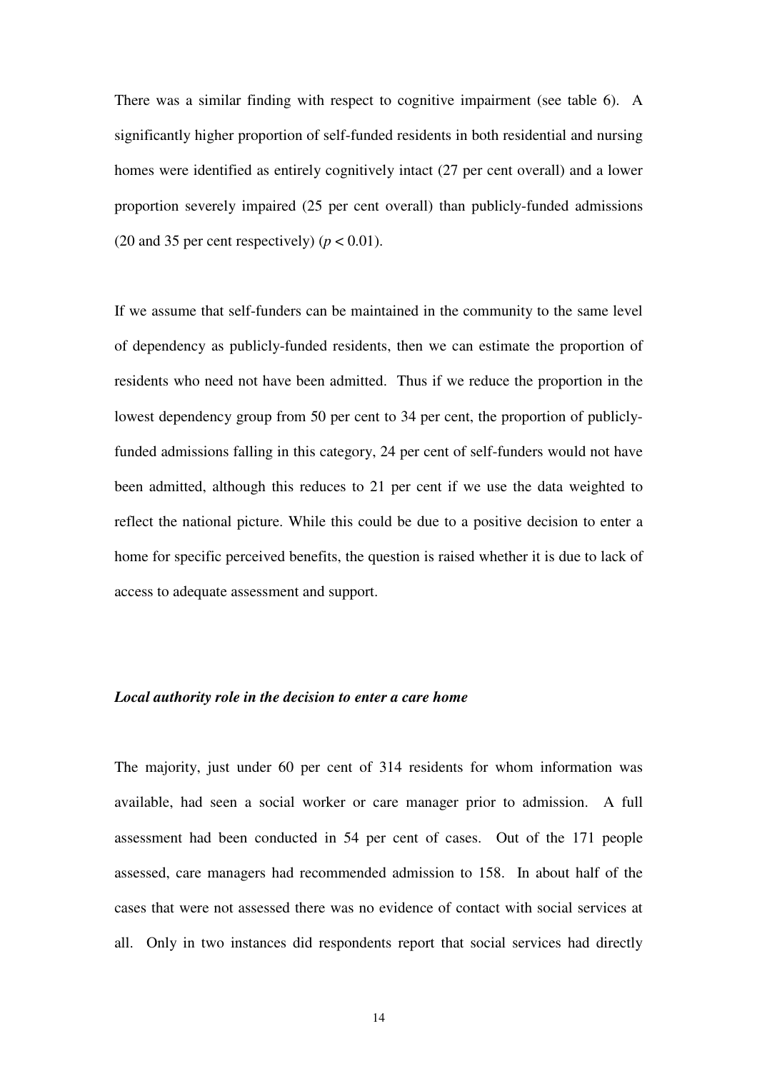There was a similar finding with respect to cognitive impairment (see table 6). A significantly higher proportion of self-funded residents in both residential and nursing homes were identified as entirely cognitively intact (27 per cent overall) and a lower proportion severely impaired (25 per cent overall) than publicly-funded admissions (20 and 35 per cent respectively) ($p < 0.01$).

If we assume that self-funders can be maintained in the community to the same level of dependency as publicly-funded residents, then we can estimate the proportion of residents who need not have been admitted. Thus if we reduce the proportion in the lowest dependency group from 50 per cent to 34 per cent, the proportion of publicly-funded admissions falling in this category, 24 per cent of self-funders would not have been admitted, although this reduces to 21 per cent if we use the data weighted to reflect the national picture. While this could be due to a positive decision to enter a home for specific perceived benefits, the question is raised whether it is due to lack of access to adequate assessment and support.

***Local authority role in the decision to enter a care home***

The majority, just under 60 per cent of 314 residents for whom information was available, had seen a social worker or care manager prior to admission. A full assessment had been conducted in 54 per cent of cases. Out of the 171 people assessed, care managers had recommended admission to 158. In about half of the cases that were not assessed there was no evidence of contact with social services at all. Only in two instances did respondents report that social services had directly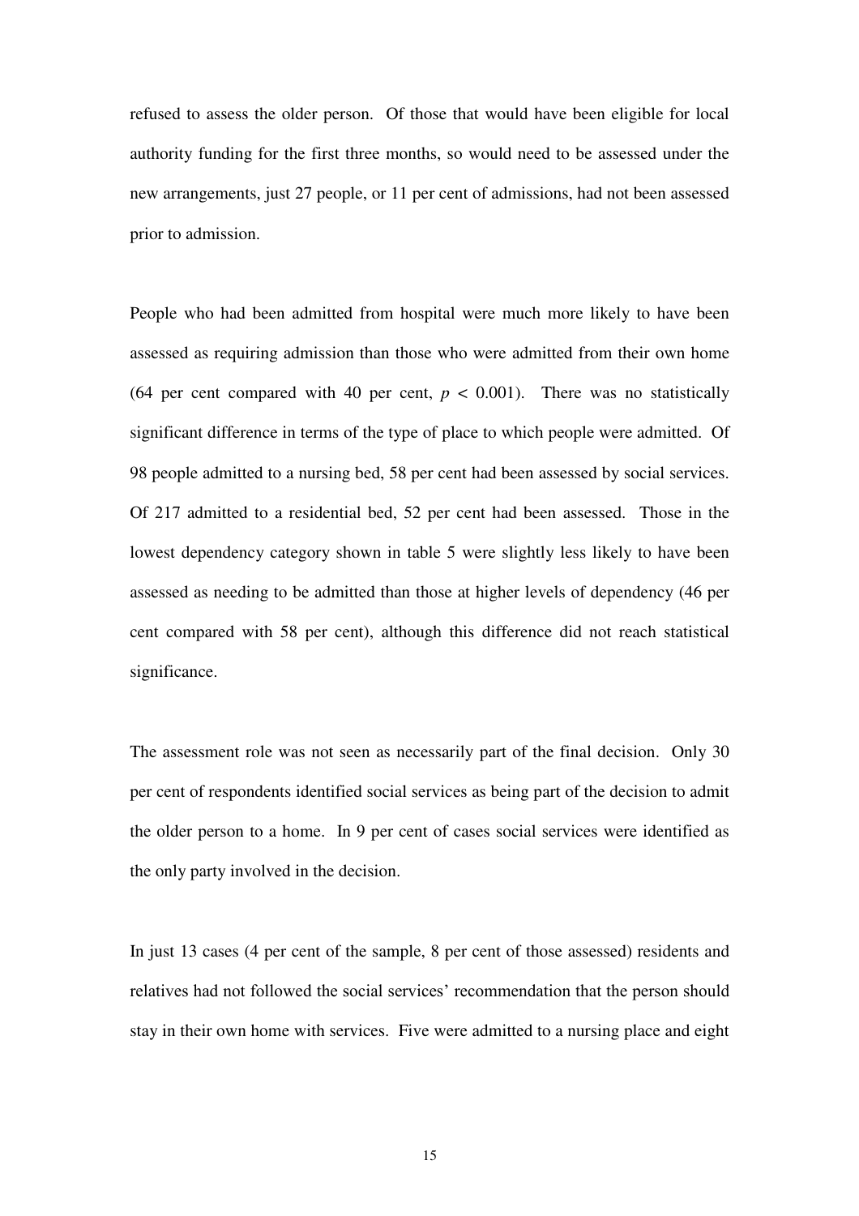refused to assess the older person. Of those that would have been eligible for local authority funding for the first three months, so would need to be assessed under the new arrangements, just 27 people, or 11 per cent of admissions, had not been assessed prior to admission.

People who had been admitted from hospital were much more likely to have been assessed as requiring admission than those who were admitted from their own home (64 per cent compared with 40 per cent, $p < 0.001$). There was no statistically significant difference in terms of the type of place to which people were admitted. Of 98 people admitted to a nursing bed, 58 per cent had been assessed by social services. Of 217 admitted to a residential bed, 52 per cent had been assessed. Those in the lowest dependency category shown in table 5 were slightly less likely to have been assessed as needing to be admitted than those at higher levels of dependency (46 per cent compared with 58 per cent), although this difference did not reach statistical significance.

The assessment role was not seen as necessarily part of the final decision. Only 30 per cent of respondents identified social services as being part of the decision to admit the older person to a home. In 9 per cent of cases social services were identified as the only party involved in the decision.

In just 13 cases (4 per cent of the sample, 8 per cent of those assessed) residents and relatives had not followed the social services' recommendation that the person should stay in their own home with services. Five were admitted to a nursing place and eight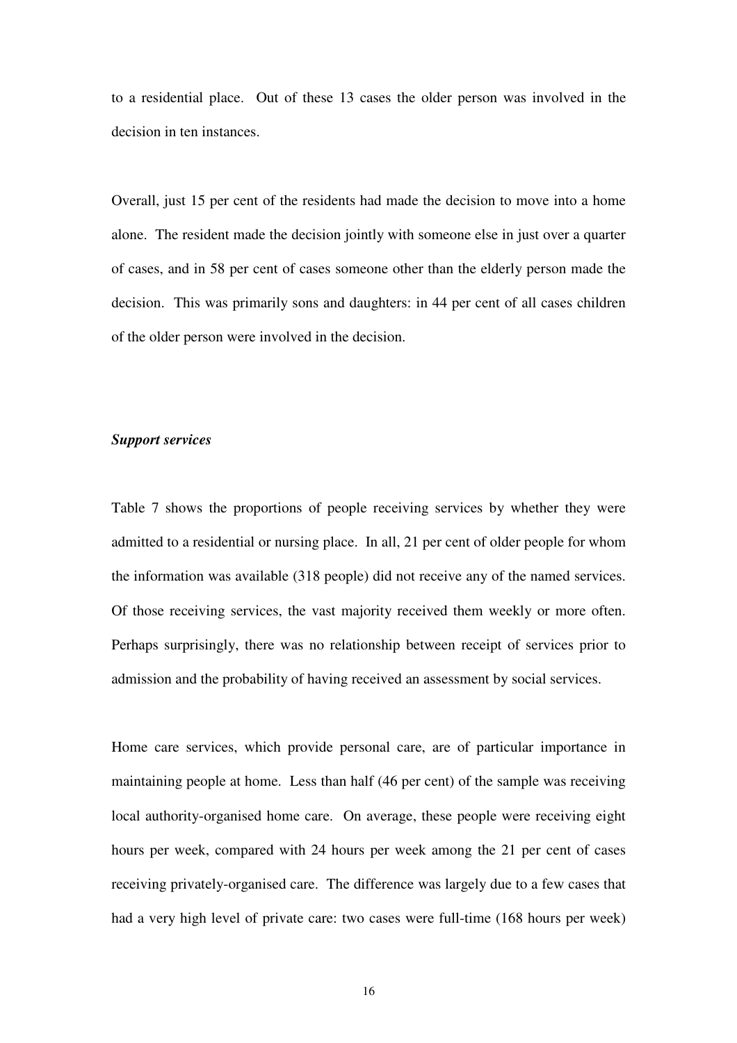to a residential place. Out of these 13 cases the older person was involved in the decision in ten instances.

Overall, just 15 per cent of the residents had made the decision to move into a home alone. The resident made the decision jointly with someone else in just over a quarter of cases, and in 58 per cent of cases someone other than the elderly person made the decision. This was primarily sons and daughters: in 44 per cent of all cases children of the older person were involved in the decision.

***Support services***

Table 7 shows the proportions of people receiving services by whether they were admitted to a residential or nursing place. In all, 21 per cent of older people for whom the information was available (318 people) did not receive any of the named services. Of those receiving services, the vast majority received them weekly or more often. Perhaps surprisingly, there was no relationship between receipt of services prior to admission and the probability of having received an assessment by social services.

Home care services, which provide personal care, are of particular importance in maintaining people at home. Less than half (46 per cent) of the sample was receiving local authority-organised home care. On average, these people were receiving eight hours per week, compared with 24 hours per week among the 21 per cent of cases receiving privately-organised care. The difference was largely due to a few cases that had a very high level of private care: two cases were full-time (168 hours per week)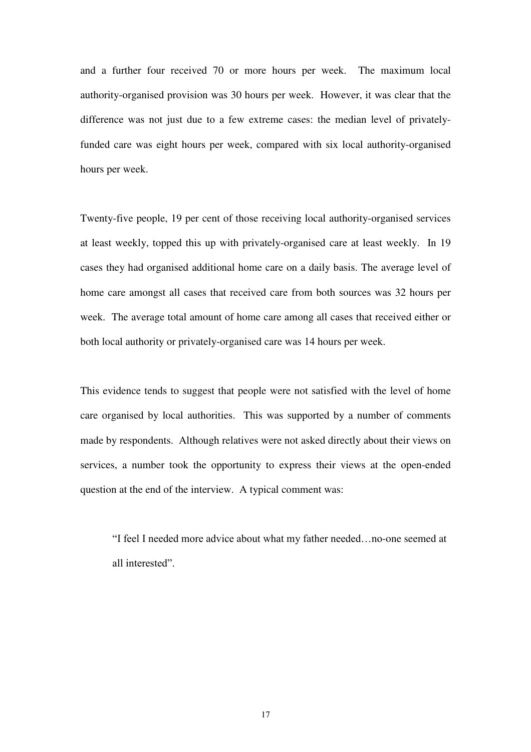and a further four received 70 or more hours per week. The maximum local authority-organised provision was 30 hours per week. However, it was clear that the difference was not just due to a few extreme cases: the median level of privately-funded care was eight hours per week, compared with six local authority-organised hours per week.

Twenty-five people, 19 per cent of those receiving local authority-organised services at least weekly, topped this up with privately-organised care at least weekly. In 19 cases they had organised additional home care on a daily basis. The average level of home care amongst all cases that received care from both sources was 32 hours per week. The average total amount of home care among all cases that received either or both local authority or privately-organised care was 14 hours per week.

This evidence tends to suggest that people were not satisfied with the level of home care organised by local authorities. This was supported by a number of comments made by respondents. Although relatives were not asked directly about their views on services, a number took the opportunity to express their views at the open-ended question at the end of the interview. A typical comment was:

> "I feel I needed more advice about what my father needed…no-one seemed at all interested".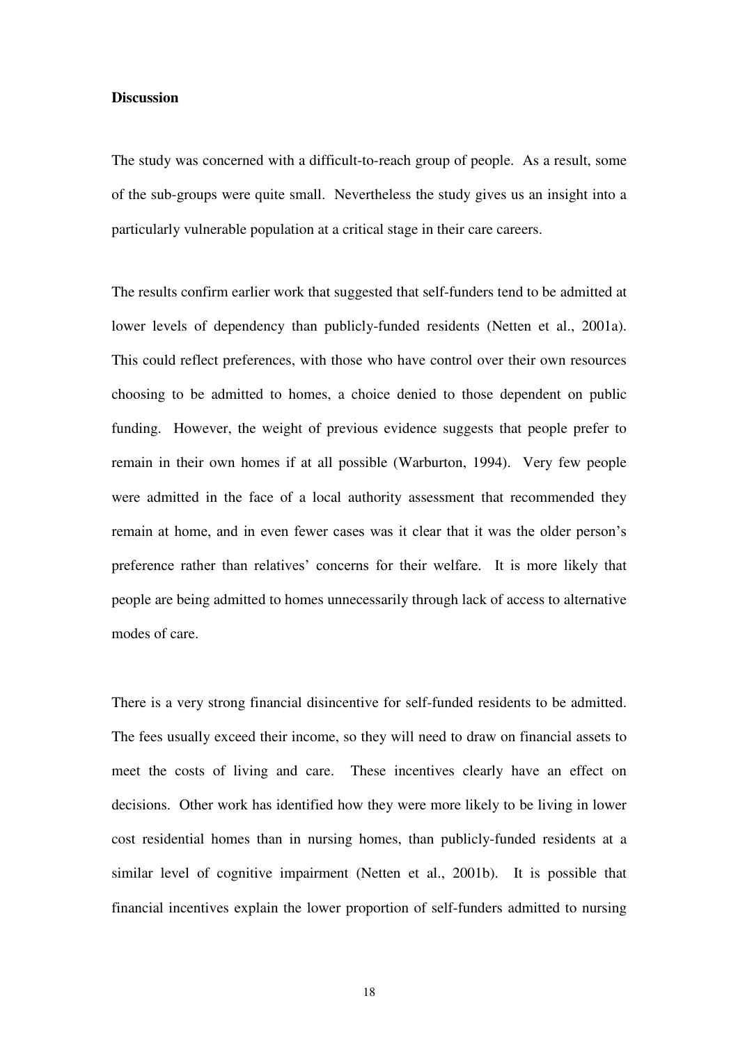**Discussion**

The study was concerned with a difficult-to-reach group of people. As a result, some of the sub-groups were quite small. Nevertheless the study gives us an insight into a particularly vulnerable population at a critical stage in their care careers.

The results confirm earlier work that suggested that self-funders tend to be admitted at lower levels of dependency than publicly-funded residents (Netten et al., 2001a). This could reflect preferences, with those who have control over their own resources choosing to be admitted to homes, a choice denied to those dependent on public funding. However, the weight of previous evidence suggests that people prefer to remain in their own homes if at all possible (Warburton, 1994). Very few people were admitted in the face of a local authority assessment that recommended they remain at home, and in even fewer cases was it clear that it was the older person's preference rather than relatives' concerns for their welfare. It is more likely that people are being admitted to homes unnecessarily through lack of access to alternative modes of care.

There is a very strong financial disincentive for self-funded residents to be admitted. The fees usually exceed their income, so they will need to draw on financial assets to meet the costs of living and care. These incentives clearly have an effect on decisions. Other work has identified how they were more likely to be living in lower cost residential homes than in nursing homes, than publicly-funded residents at a similar level of cognitive impairment (Netten et al., 2001b). It is possible that financial incentives explain the lower proportion of self-funders admitted to nursing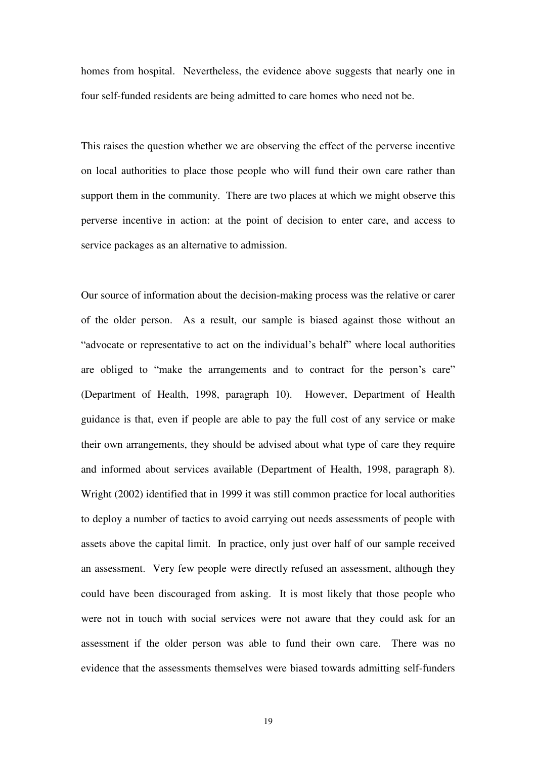homes from hospital. Nevertheless, the evidence above suggests that nearly one in four self-funded residents are being admitted to care homes who need not be.

This raises the question whether we are observing the effect of the perverse incentive on local authorities to place those people who will fund their own care rather than support them in the community. There are two places at which we might observe this perverse incentive in action: at the point of decision to enter care, and access to service packages as an alternative to admission.

Our source of information about the decision-making process was the relative or carer of the older person. As a result, our sample is biased against those without an "advocate or representative to act on the individual's behalf" where local authorities are obliged to "make the arrangements and to contract for the person's care" (Department of Health, 1998, paragraph 10). However, Department of Health guidance is that, even if people are able to pay the full cost of any service or make their own arrangements, they should be advised about what type of care they require and informed about services available (Department of Health, 1998, paragraph 8). Wright (2002) identified that in 1999 it was still common practice for local authorities to deploy a number of tactics to avoid carrying out needs assessments of people with assets above the capital limit. In practice, only just over half of our sample received an assessment. Very few people were directly refused an assessment, although they could have been discouraged from asking. It is most likely that those people who were not in touch with social services were not aware that they could ask for an assessment if the older person was able to fund their own care. There was no evidence that the assessments themselves were biased towards admitting self-funders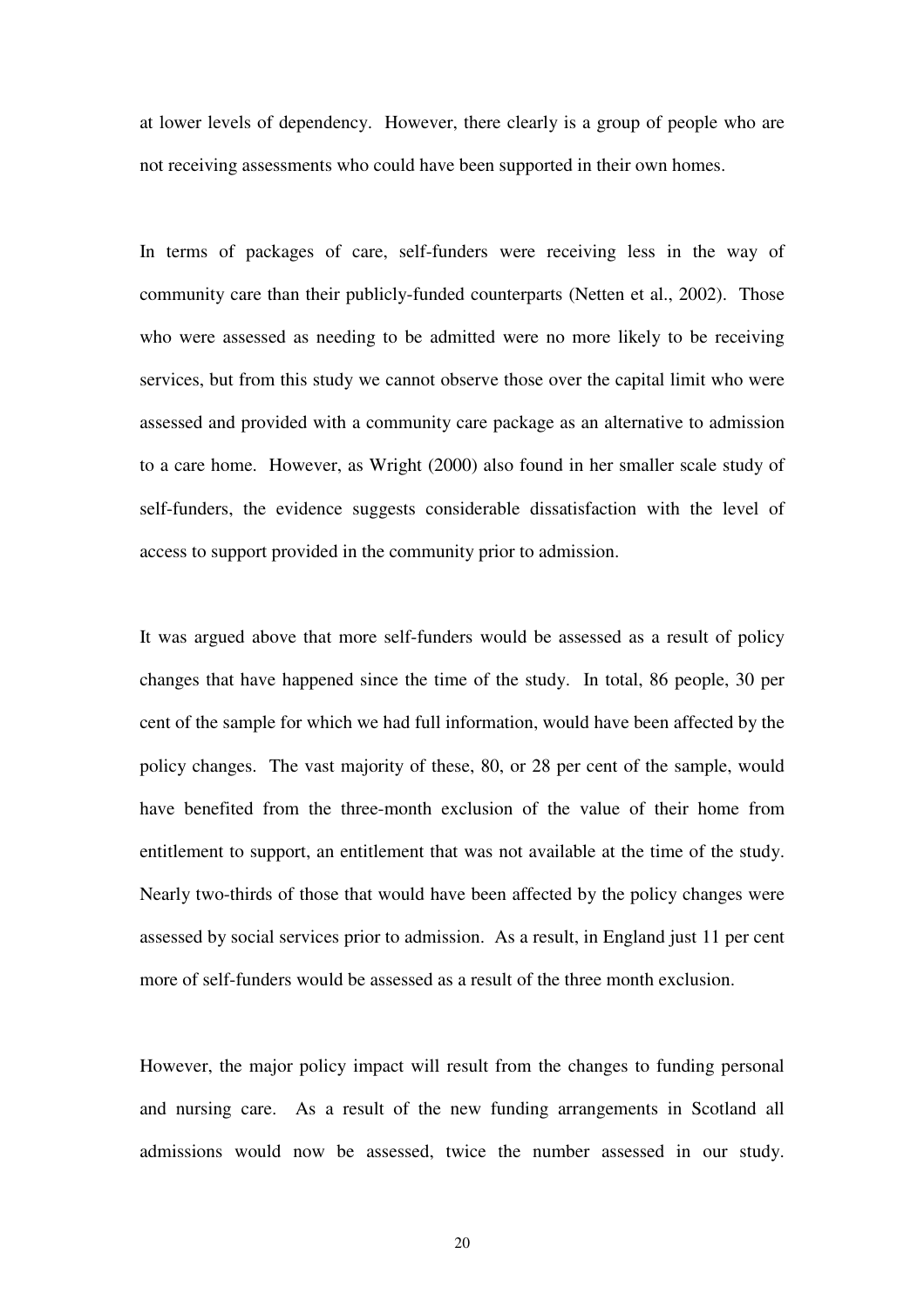at lower levels of dependency. However, there clearly is a group of people who are not receiving assessments who could have been supported in their own homes.

In terms of packages of care, self-funders were receiving less in the way of community care than their publicly-funded counterparts (Netten et al., 2002). Those who were assessed as needing to be admitted were no more likely to be receiving services, but from this study we cannot observe those over the capital limit who were assessed and provided with a community care package as an alternative to admission to a care home. However, as Wright (2000) also found in her smaller scale study of self-funders, the evidence suggests considerable dissatisfaction with the level of access to support provided in the community prior to admission.

It was argued above that more self-funders would be assessed as a result of policy changes that have happened since the time of the study. In total, 86 people, 30 per cent of the sample for which we had full information, would have been affected by the policy changes. The vast majority of these, 80, or 28 per cent of the sample, would have benefited from the three-month exclusion of the value of their home from entitlement to support, an entitlement that was not available at the time of the study. Nearly two-thirds of those that would have been affected by the policy changes were assessed by social services prior to admission. As a result, in England just 11 per cent more of self-funders would be assessed as a result of the three month exclusion.

However, the major policy impact will result from the changes to funding personal and nursing care. As a result of the new funding arrangements in Scotland all admissions would now be assessed, twice the number assessed in our study.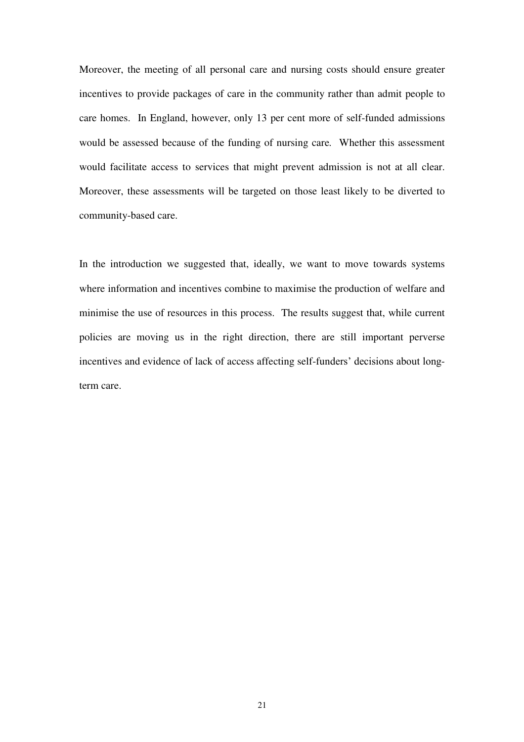Moreover, the meeting of all personal care and nursing costs should ensure greater incentives to provide packages of care in the community rather than admit people to care homes. In England, however, only 13 per cent more of self-funded admissions would be assessed because of the funding of nursing care. Whether this assessment would facilitate access to services that might prevent admission is not at all clear. Moreover, these assessments will be targeted on those least likely to be diverted to community-based care.

In the introduction we suggested that, ideally, we want to move towards systems where information and incentives combine to maximise the production of welfare and minimise the use of resources in this process. The results suggest that, while current policies are moving us in the right direction, there are still important perverse incentives and evidence of lack of access affecting self-funders' decisions about long-term care.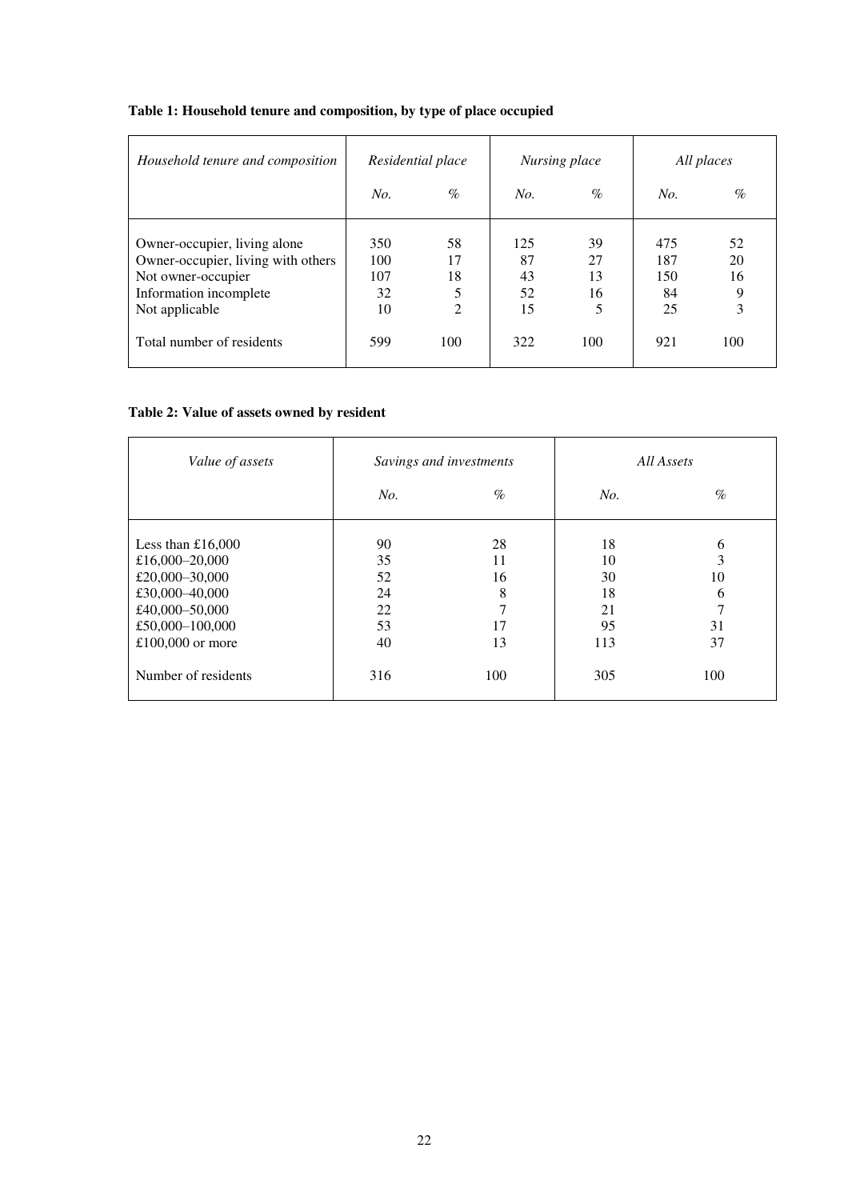**Table 1: Household tenure and composition, by type of place occupied**

| *Household tenure and composition* | *Residential place* | | *Nursing place* | | *All places* | |
|---|---|---|---|---|---|---|
| | *No.* | *%* | *No.* | *%* | *No.* | *%* |
| Owner-occupier, living alone | 350 | 58 | 125 | 39 | 475 | 52 |
| Owner-occupier, living with others | 100 | 17 | 87 | 27 | 187 | 20 |
| Not owner-occupier | 107 | 18 | 43 | 13 | 150 | 16 |
| Information incomplete | 32 | 5 | 52 | 16 | 84 | 9 |
| Not applicable | 10 | 2 | 15 | 5 | 25 | 3 |
| Total number of residents | 599 | 100 | 322 | 100 | 921 | 100 |

**Table 2: Value of assets owned by resident**

| *Value of assets* | *Savings and investments* | | *All Assets* | |
|---|---|---|---|---|
| | *No.* | *%* | *No.* | *%* |
| Less than £16,000 | 90 | 28 | 18 | 6 |
| £16,000–20,000 | 35 | 11 | 10 | 3 |
| £20,000–30,000 | 52 | 16 | 30 | 10 |
| £30,000–40,000 | 24 | 8 | 18 | 6 |
| £40,000–50,000 | 22 | 7 | 21 | 7 |
| £50,000–100,000 | 53 | 17 | 95 | 31 |
| £100,000 or more | 40 | 13 | 113 | 37 |
| Number of residents | 316 | 100 | 305 | 100 |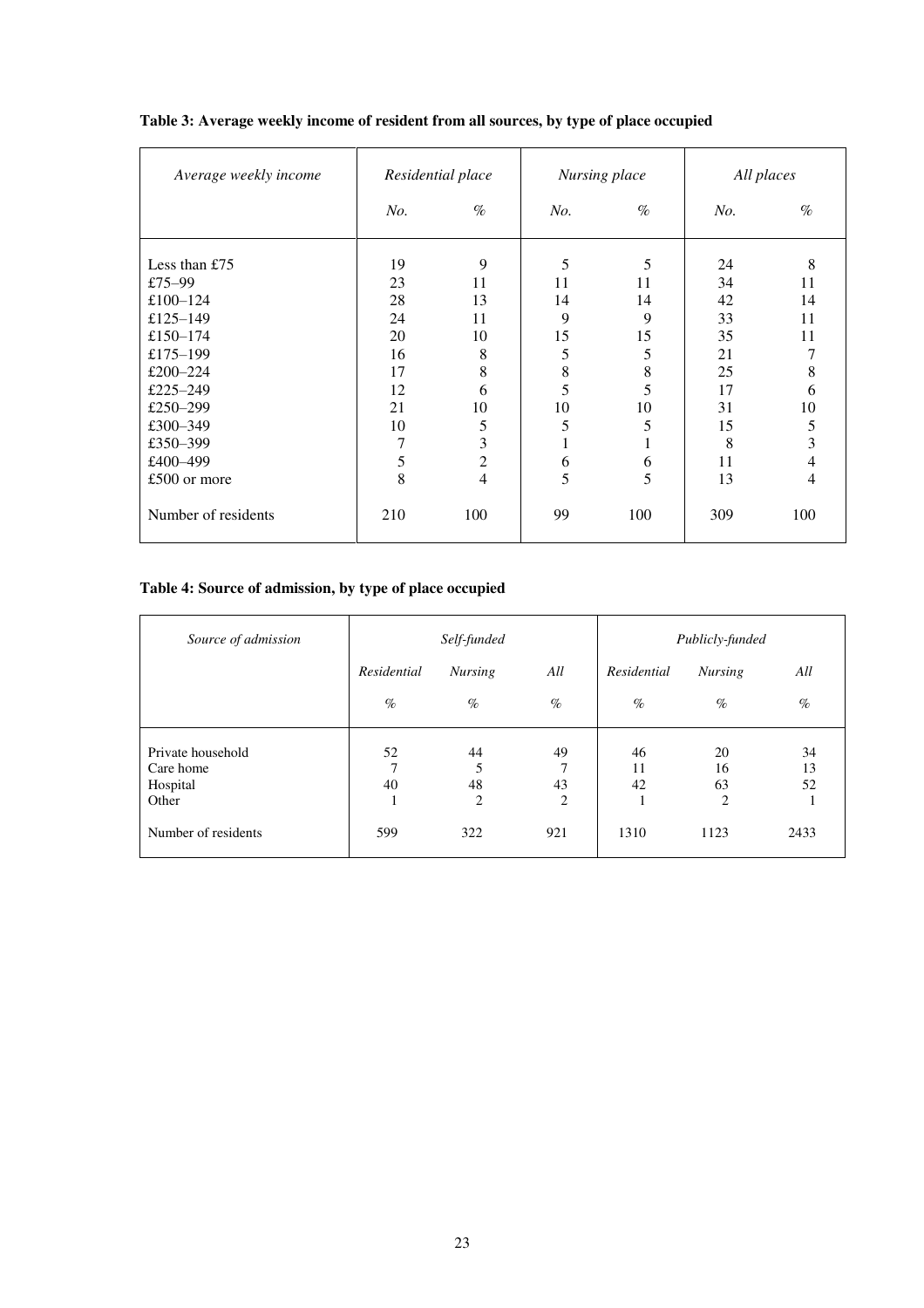**Table 3: Average weekly income of resident from all sources, by type of place occupied**

| *Average weekly income* | *Residential place* | | *Nursing place* | | *All places* | |
|---|---|---|---|---|---|---|
| | *No.* | *%* | *No.* | *%* | *No.* | *%* |
| Less than £75 | 19 | 9 | 5 | 5 | 24 | 8 |
| £75–99 | 23 | 11 | 11 | 11 | 34 | 11 |
| £100–124 | 28 | 13 | 14 | 14 | 42 | 14 |
| £125–149 | 24 | 11 | 9 | 9 | 33 | 11 |
| £150–174 | 20 | 10 | 15 | 15 | 35 | 11 |
| £175–199 | 16 | 8 | 5 | 5 | 21 | 7 |
| £200–224 | 17 | 8 | 8 | 8 | 25 | 8 |
| £225–249 | 12 | 6 | 5 | 5 | 17 | 6 |
| £250–299 | 21 | 10 | 10 | 10 | 31 | 10 |
| £300–349 | 10 | 5 | 5 | 5 | 15 | 5 |
| £350–399 | 7 | 3 | 1 | 1 | 8 | 3 |
| £400–499 | 5 | 2 | 6 | 6 | 11 | 4 |
| £500 or more | 8 | 4 | 5 | 5 | 13 | 4 |
| Number of residents | 210 | 100 | 99 | 100 | 309 | 100 |

**Table 4: Source of admission, by type of place occupied**

| *Source of admission* | *Self-funded* | | | *Publicly-funded* | | |
|---|---|---|---|---|---|---|
| | *Residential* | *Nursing* | *All* | *Residential* | *Nursing* | *All* |
| | *%* | *%* | *%* | *%* | *%* | *%* |
| Private household | 52 | 44 | 49 | 46 | 20 | 34 |
| Care home | 7 | 5 | 7 | 11 | 16 | 13 |
| Hospital | 40 | 48 | 43 | 42 | 63 | 52 |
| Other | 1 | 2 | 2 | 1 | 2 | 1 |
| Number of residents | 599 | 322 | 921 | 1310 | 1123 | 2433 |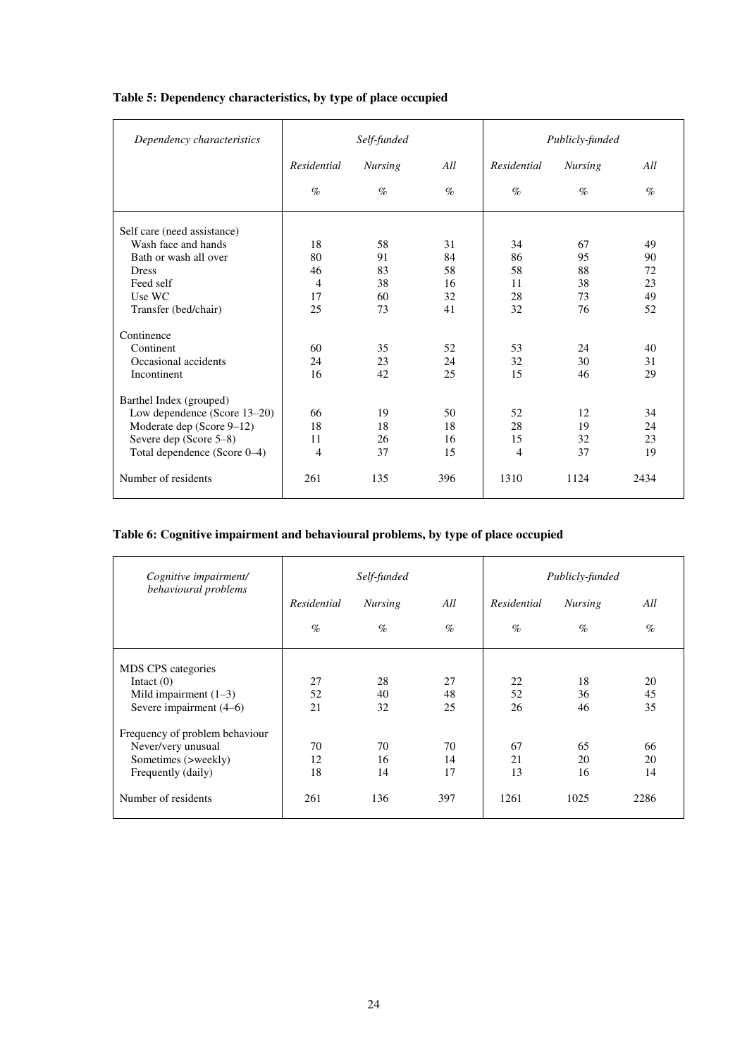**Table 5: Dependency characteristics, by type of place occupied**

| *Dependency characteristics* | *Self-funded* | | | *Publicly-funded* | | |
|---|---|---|---|---|---|---|
| | *Residential* | *Nursing* | *All* | *Residential* | *Nursing* | *All* |
| | *%* | *%* | *%* | *%* | *%* | *%* |
| Self care (need assistance) | | | | | | |
| Wash face and hands | 18 | 58 | 31 | 34 | 67 | 49 |
| Bath or wash all over | 80 | 91 | 84 | 86 | 95 | 90 |
| Dress | 46 | 83 | 58 | 58 | 88 | 72 |
| Feed self | 4 | 38 | 16 | 11 | 38 | 23 |
| Use WC | 17 | 60 | 32 | 28 | 73 | 49 |
| Transfer (bed/chair) | 25 | 73 | 41 | 32 | 76 | 52 |
| Continence | | | | | | |
| Continent | 60 | 35 | 52 | 53 | 24 | 40 |
| Occasional accidents | 24 | 23 | 24 | 32 | 30 | 31 |
| Incontinent | 16 | 42 | 25 | 15 | 46 | 29 |
| Barthel Index (grouped) | | | | | | |
| Low dependence (Score 13–20) | 66 | 19 | 50 | 52 | 12 | 34 |
| Moderate dep (Score 9–12) | 18 | 18 | 18 | 28 | 19 | 24 |
| Severe dep (Score 5–8) | 11 | 26 | 16 | 15 | 32 | 23 |
| Total dependence (Score 0–4) | 4 | 37 | 15 | 4 | 37 | 19 |
| Number of residents | 261 | 135 | 396 | 1310 | 1124 | 2434 |

**Table 6: Cognitive impairment and behavioural problems, by type of place occupied**

| *Cognitive impairment/ behavioural problems* | *Self-funded* | | | *Publicly-funded* | | |
|---|---|---|---|---|---|---|
| | *Residential* | *Nursing* | *All* | *Residential* | *Nursing* | *All* |
| | *%* | *%* | *%* | *%* | *%* | *%* |
| MDS CPS categories | | | | | | |
| Intact (0) | 27 | 28 | 27 | 22 | 18 | 20 |
| Mild impairment (1–3) | 52 | 40 | 48 | 52 | 36 | 45 |
| Severe impairment (4–6) | 21 | 32 | 25 | 26 | 46 | 35 |
| Frequency of problem behaviour | | | | | | |
| Never/very unusual | 70 | 70 | 70 | 67 | 65 | 66 |
| Sometimes (>weekly) | 12 | 16 | 14 | 21 | 20 | 20 |
| Frequently (daily) | 18 | 14 | 17 | 13 | 16 | 14 |
| Number of residents | 261 | 136 | 397 | 1261 | 1025 | 2286 |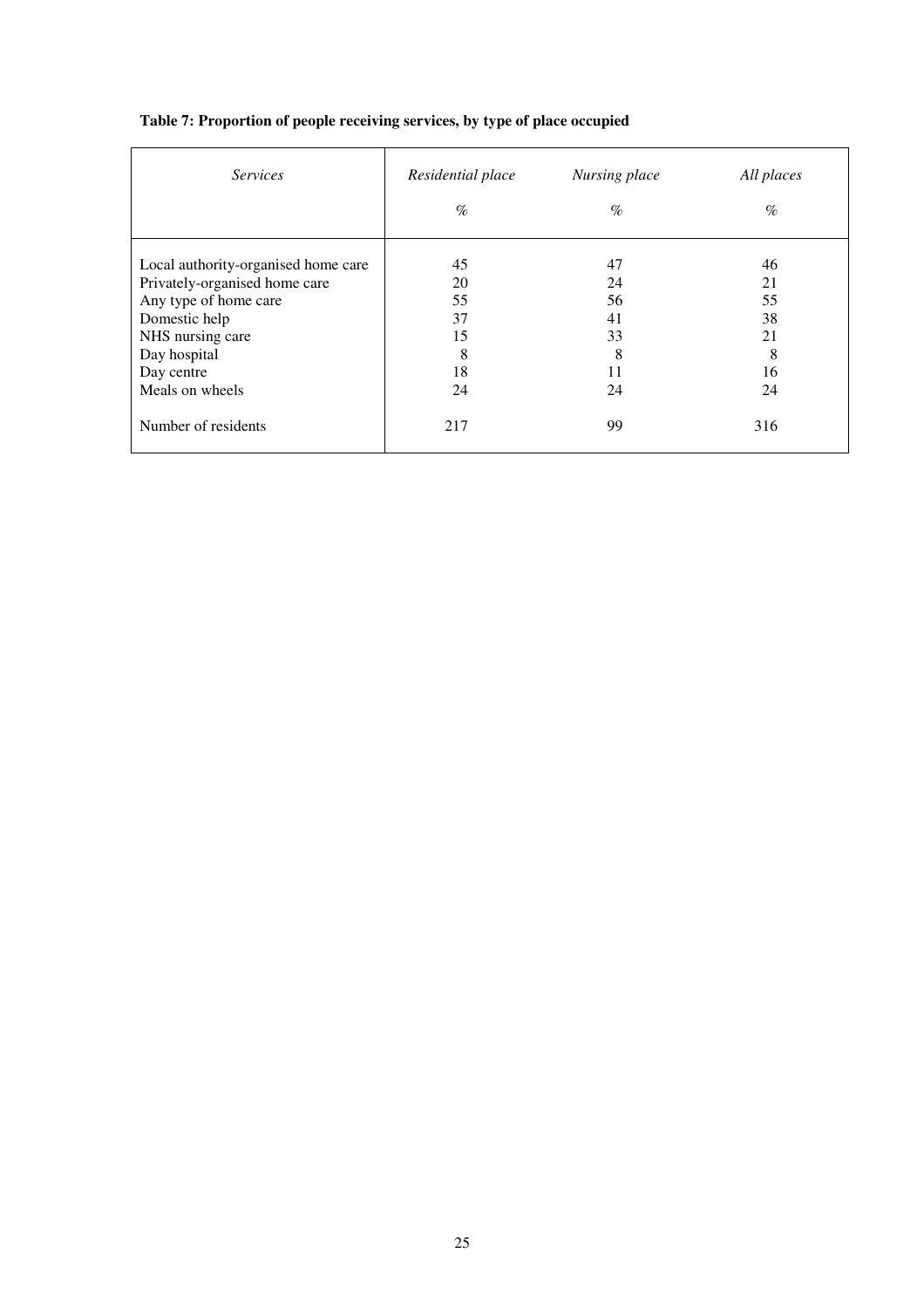**Table 7: Proportion of people receiving services, by type of place occupied**

| *Services* | *Residential place* % | *Nursing place* % | *All places* % |
|---|---|---|---|
| Local authority-organised home care | 45 | 47 | 46 |
| Privately-organised home care | 20 | 24 | 21 |
| Any type of home care | 55 | 56 | 55 |
| Domestic help | 37 | 41 | 38 |
| NHS nursing care | 15 | 33 | 21 |
| Day hospital | 8 | 8 | 8 |
| Day centre | 18 | 11 | 16 |
| Meals on wheels | 24 | 24 | 24 |
| Number of residents | 217 | 99 | 316 |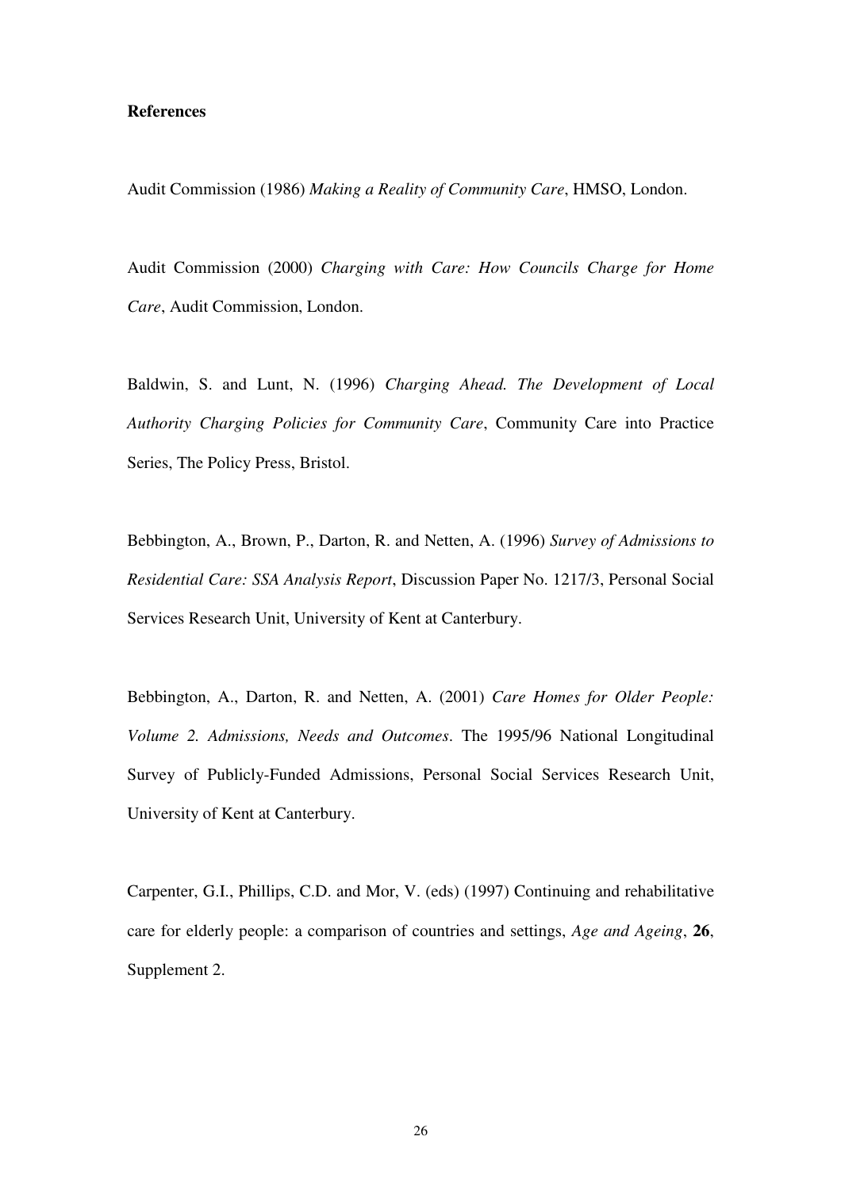**References**

Audit Commission (1986) *Making a Reality of Community Care*, HMSO, London.

Audit Commission (2000) *Charging with Care: How Councils Charge for Home Care*, Audit Commission, London.

Baldwin, S. and Lunt, N. (1996) *Charging Ahead. The Development of Local Authority Charging Policies for Community Care*, Community Care into Practice Series, The Policy Press, Bristol.

Bebbington, A., Brown, P., Darton, R. and Netten, A. (1996) *Survey of Admissions to Residential Care: SSA Analysis Report*, Discussion Paper No. 1217/3, Personal Social Services Research Unit, University of Kent at Canterbury.

Bebbington, A., Darton, R. and Netten, A. (2001) *Care Homes for Older People: Volume 2. Admissions, Needs and Outcomes*. The 1995/96 National Longitudinal Survey of Publicly-Funded Admissions, Personal Social Services Research Unit, University of Kent at Canterbury.

Carpenter, G.I., Phillips, C.D. and Mor, V. (eds) (1997) Continuing and rehabilitative care for elderly people: a comparison of countries and settings, *Age and Ageing*, **26**, Supplement 2.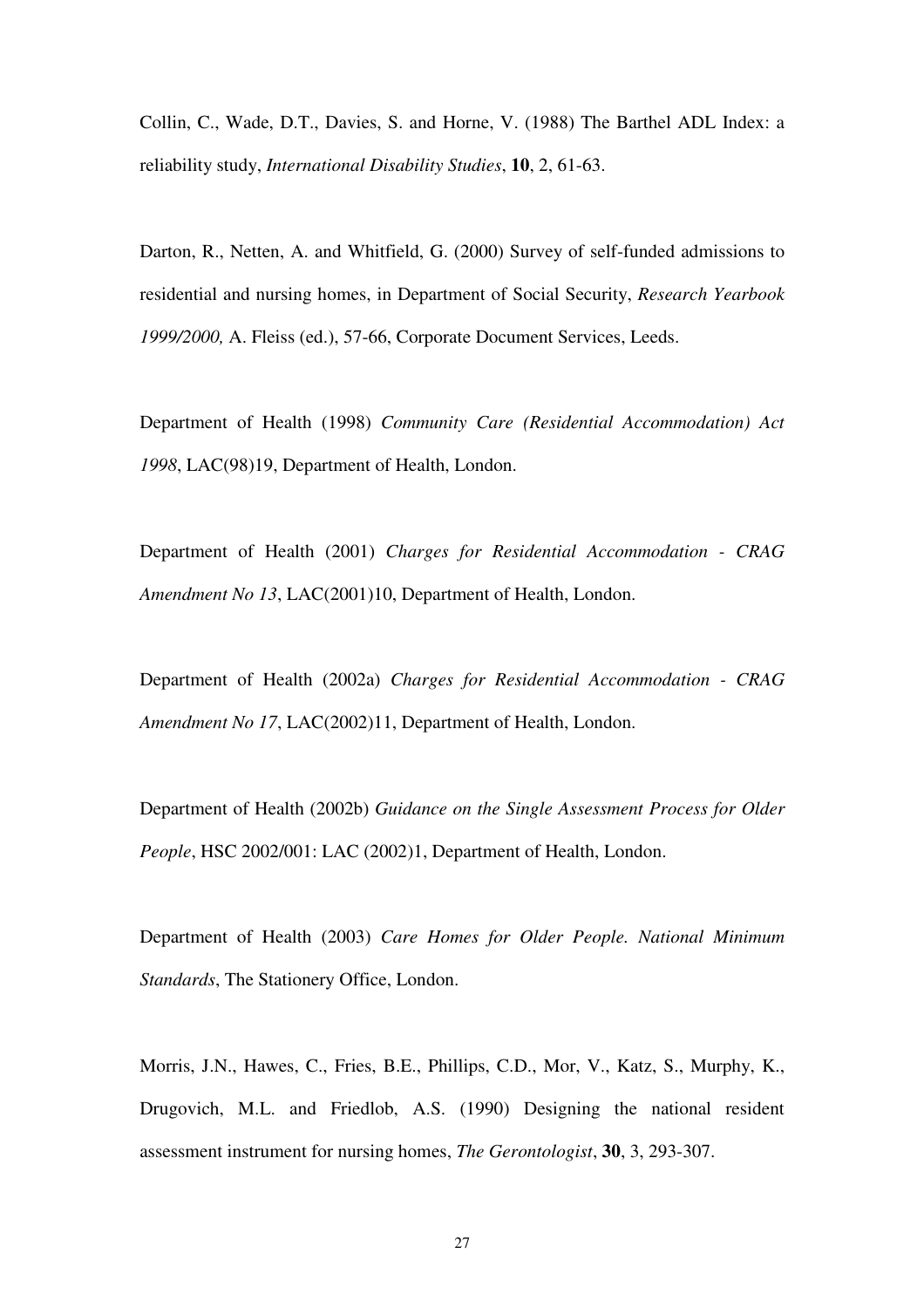Collin, C., Wade, D.T., Davies, S. and Horne, V. (1988) The Barthel ADL Index: a reliability study, *International Disability Studies*, **10**, 2, 61-63.

Darton, R., Netten, A. and Whitfield, G. (2000) Survey of self-funded admissions to residential and nursing homes, in Department of Social Security, *Research Yearbook 1999/2000,* A. Fleiss (ed.), 57-66, Corporate Document Services, Leeds.

Department of Health (1998) *Community Care (Residential Accommodation) Act 1998*, LAC(98)19, Department of Health, London.

Department of Health (2001) *Charges for Residential Accommodation - CRAG Amendment No 13*, LAC(2001)10, Department of Health, London.

Department of Health (2002a) *Charges for Residential Accommodation - CRAG Amendment No 17*, LAC(2002)11, Department of Health, London.

Department of Health (2002b) *Guidance on the Single Assessment Process for Older People*, HSC 2002/001: LAC (2002)1, Department of Health, London.

Department of Health (2003) *Care Homes for Older People. National Minimum Standards*, The Stationery Office, London.

Morris, J.N., Hawes, C., Fries, B.E., Phillips, C.D., Mor, V., Katz, S., Murphy, K., Drugovich, M.L. and Friedlob, A.S. (1990) Designing the national resident assessment instrument for nursing homes, *The Gerontologist*, **30**, 3, 293-307.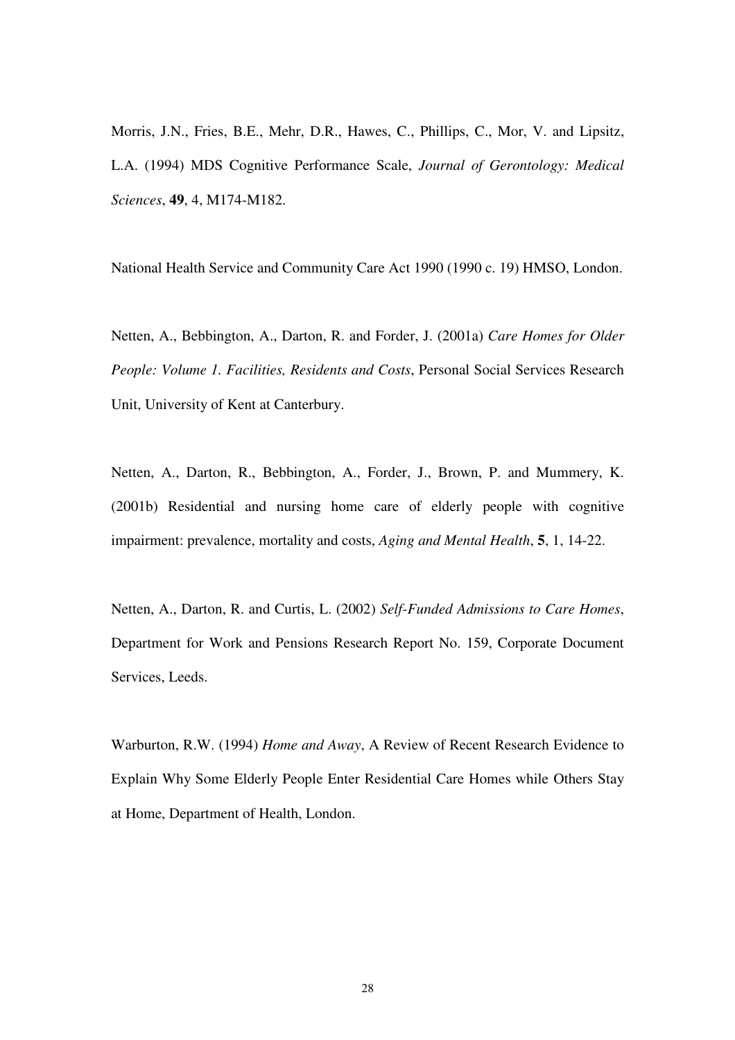Morris, J.N., Fries, B.E., Mehr, D.R., Hawes, C., Phillips, C., Mor, V. and Lipsitz, L.A. (1994) MDS Cognitive Performance Scale, *Journal of Gerontology: Medical Sciences*, **49**, 4, M174-M182.

National Health Service and Community Care Act 1990 (1990 c. 19) HMSO, London.

Netten, A., Bebbington, A., Darton, R. and Forder, J. (2001a) *Care Homes for Older People: Volume 1. Facilities, Residents and Costs*, Personal Social Services Research Unit, University of Kent at Canterbury.

Netten, A., Darton, R., Bebbington, A., Forder, J., Brown, P. and Mummery, K. (2001b) Residential and nursing home care of elderly people with cognitive impairment: prevalence, mortality and costs, *Aging and Mental Health*, **5**, 1, 14-22.

Netten, A., Darton, R. and Curtis, L. (2002) *Self-Funded Admissions to Care Homes*, Department for Work and Pensions Research Report No. 159, Corporate Document Services, Leeds.

Warburton, R.W. (1994) *Home and Away*, A Review of Recent Research Evidence to Explain Why Some Elderly People Enter Residential Care Homes while Others Stay at Home, Department of Health, London.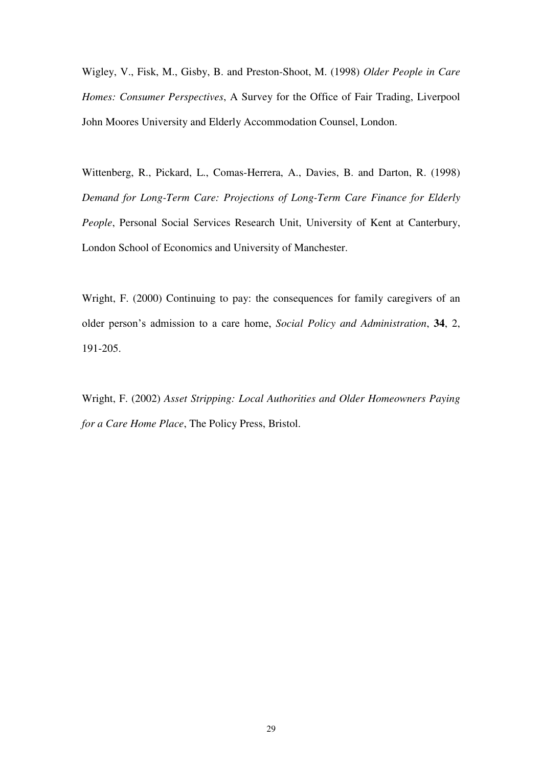Wigley, V., Fisk, M., Gisby, B. and Preston-Shoot, M. (1998) *Older People in Care Homes: Consumer Perspectives*, A Survey for the Office of Fair Trading, Liverpool John Moores University and Elderly Accommodation Counsel, London.

Wittenberg, R., Pickard, L., Comas-Herrera, A., Davies, B. and Darton, R. (1998) *Demand for Long-Term Care: Projections of Long-Term Care Finance for Elderly People*, Personal Social Services Research Unit, University of Kent at Canterbury, London School of Economics and University of Manchester.

Wright, F. (2000) Continuing to pay: the consequences for family caregivers of an older person's admission to a care home, *Social Policy and Administration*, **34**, 2, 191-205.

Wright, F. (2002) *Asset Stripping: Local Authorities and Older Homeowners Paying for a Care Home Place*, The Policy Press, Bristol.